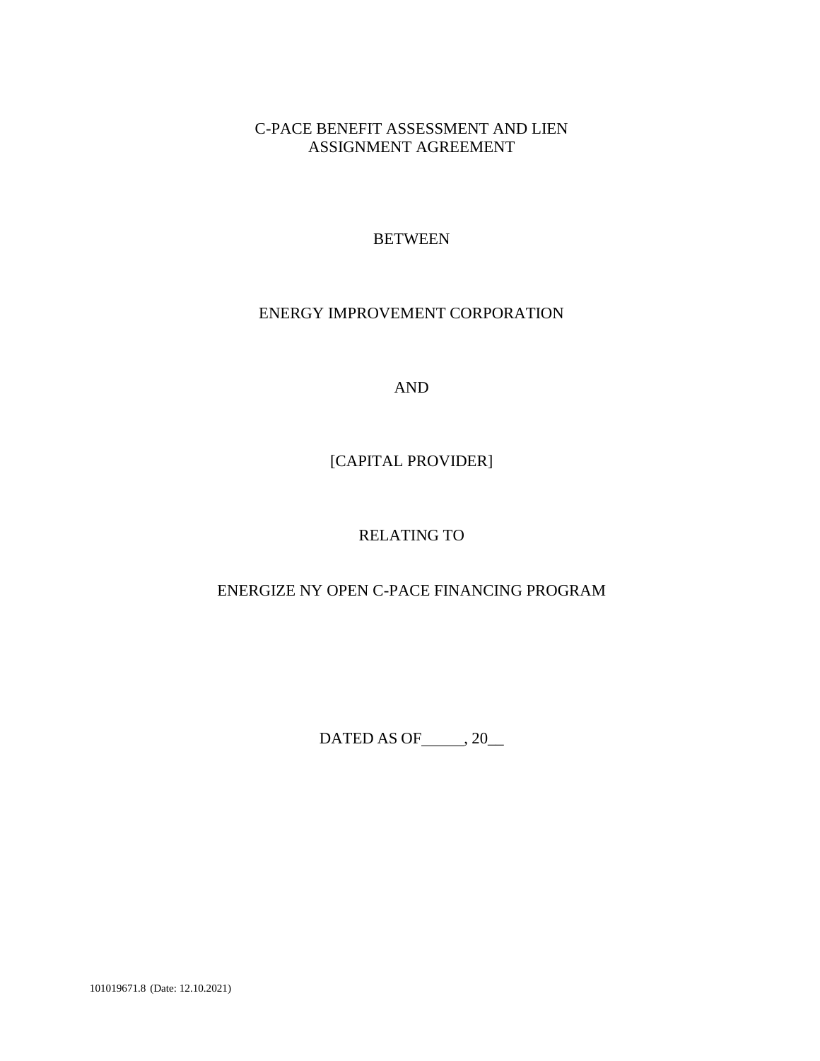# C-PACE BENEFIT ASSESSMENT AND LIEN ASSIGNMENT AGREEMENT

BETWEEN

ENERGY IMPROVEMENT CORPORATION

AND

[CAPITAL PROVIDER]

RELATING TO

ENERGIZE NY OPEN C-PACE FINANCING PROGRAM

DATED AS OF_____, 20__

101019671.8 (Date: 12.10.2021)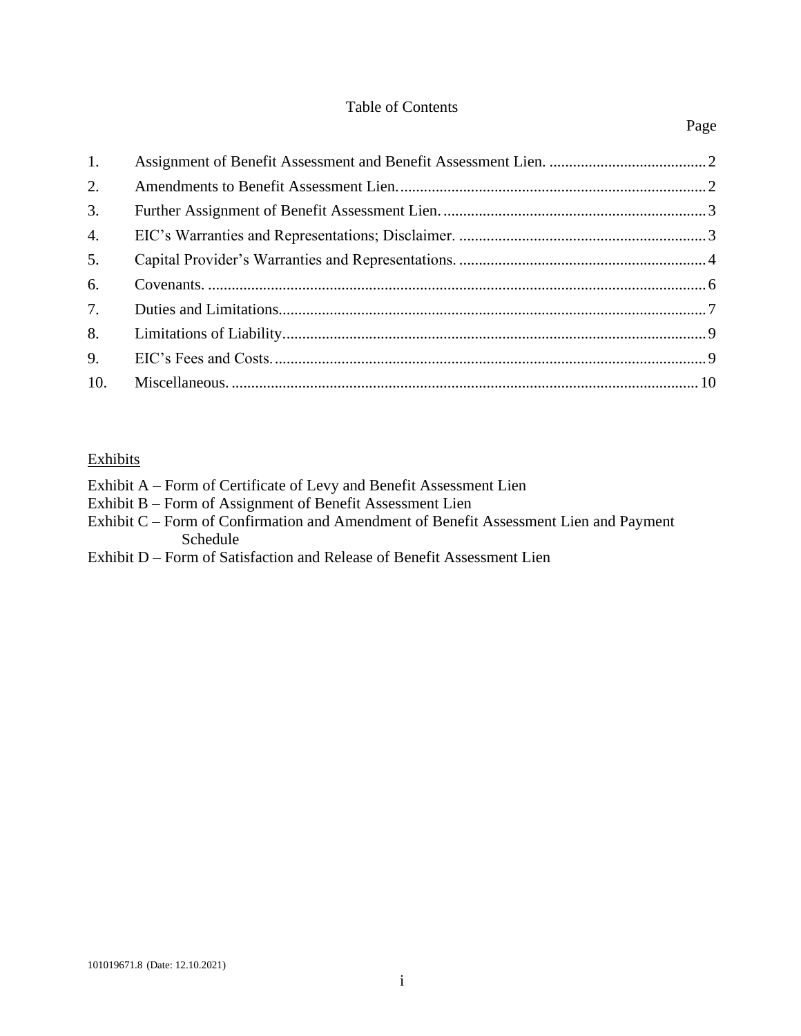# Table of Contents

| | | Page |
|---|---|---|
| 1. | Assignment of Benefit Assessment and Benefit Assessment Lien. | 2 |
| 2. | Amendments to Benefit Assessment Lien. | 2 |
| 3. | Further Assignment of Benefit Assessment Lien. | 3 |
| 4. | EIC's Warranties and Representations; Disclaimer. | 3 |
| 5. | Capital Provider's Warranties and Representations. | 4 |
| 6. | Covenants. | 6 |
| 7. | Duties and Limitations. | 7 |
| 8. | Limitations of Liability. | 9 |
| 9. | EIC's Fees and Costs. | 9 |
| 10. | Miscellaneous. | 10 |

<u>Exhibits</u>

Exhibit A – Form of Certificate of Levy and Benefit Assessment Lien
Exhibit B – Form of Assignment of Benefit Assessment Lien
Exhibit C – Form of Confirmation and Amendment of Benefit Assessment Lien and Payment Schedule
Exhibit D – Form of Satisfaction and Release of Benefit Assessment Lien

101019671.8 (Date: 12.10.2021)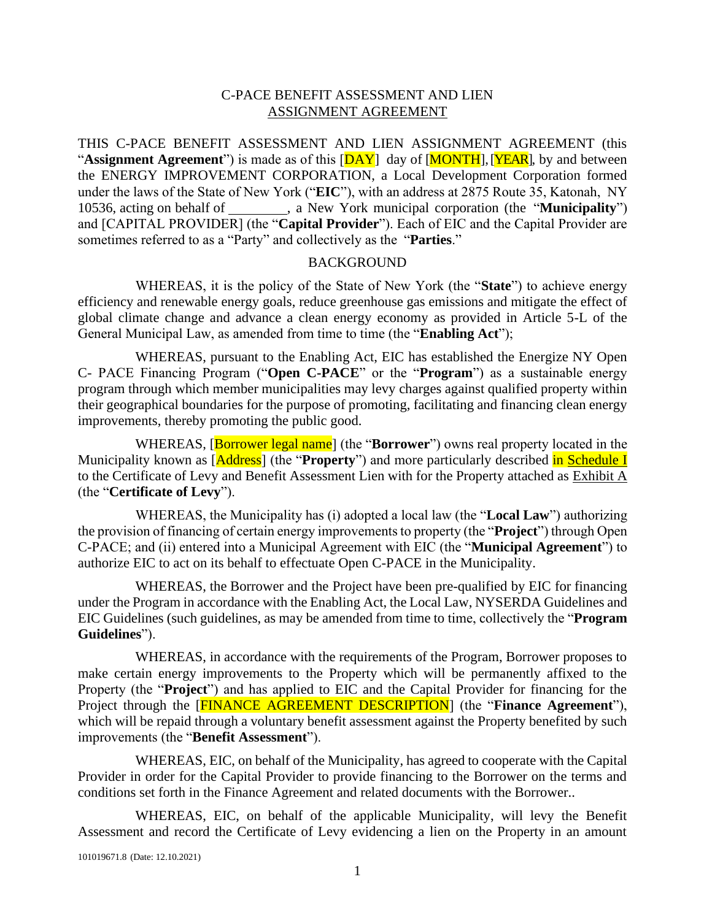C-PACE BENEFIT ASSESSMENT AND LIEN
ASSIGNMENT AGREEMENT

THIS C-PACE BENEFIT ASSESSMENT AND LIEN ASSIGNMENT AGREEMENT (this "**Assignment Agreement**") is made as of this [DAY] day of [MONTH], [YEAR], by and between the ENERGY IMPROVEMENT CORPORATION, a Local Development Corporation formed under the laws of the State of New York ("**EIC**"), with an address at 2875 Route 35, Katonah, NY 10536, acting on behalf of ________, a New York municipal corporation (the "**Municipality**") and [CAPITAL PROVIDER] (the "**Capital Provider**"). Each of EIC and the Capital Provider are sometimes referred to as a "Party" and collectively as the "**Parties**."

BACKGROUND

WHEREAS, it is the policy of the State of New York (the "**State**") to achieve energy efficiency and renewable energy goals, reduce greenhouse gas emissions and mitigate the effect of global climate change and advance a clean energy economy as provided in Article 5-L of the General Municipal Law, as amended from time to time (the "**Enabling Act**");

WHEREAS, pursuant to the Enabling Act, EIC has established the Energize NY Open C- PACE Financing Program ("**Open C-PACE**" or the "**Program**") as a sustainable energy program through which member municipalities may levy charges against qualified property within their geographical boundaries for the purpose of promoting, facilitating and financing clean energy improvements, thereby promoting the public good.

WHEREAS, [Borrower legal name] (the "**Borrower**") owns real property located in the Municipality known as [Address] (the "**Property**") and more particularly described in Schedule I to the Certificate of Levy and Benefit Assessment Lien with for the Property attached as Exhibit A (the "**Certificate of Levy**").

WHEREAS, the Municipality has (i) adopted a local law (the "**Local Law**") authorizing the provision of financing of certain energy improvements to property (the "**Project**") through Open C-PACE; and (ii) entered into a Municipal Agreement with EIC (the "**Municipal Agreement**") to authorize EIC to act on its behalf to effectuate Open C-PACE in the Municipality.

WHEREAS, the Borrower and the Project have been pre-qualified by EIC for financing under the Program in accordance with the Enabling Act, the Local Law, NYSERDA Guidelines and EIC Guidelines (such guidelines, as may be amended from time to time, collectively the "**Program Guidelines**").

WHEREAS, in accordance with the requirements of the Program, Borrower proposes to make certain energy improvements to the Property which will be permanently affixed to the Property (the "**Project**") and has applied to EIC and the Capital Provider for financing for the Project through the [FINANCE AGREEMENT DESCRIPTION] (the "**Finance Agreement**"), which will be repaid through a voluntary benefit assessment against the Property benefited by such improvements (the "**Benefit Assessment**").

WHEREAS, EIC, on behalf of the Municipality, has agreed to cooperate with the Capital Provider in order for the Capital Provider to provide financing to the Borrower on the terms and conditions set forth in the Finance Agreement and related documents with the Borrower..

WHEREAS, EIC, on behalf of the applicable Municipality, will levy the Benefit Assessment and record the Certificate of Levy evidencing a lien on the Property in an amount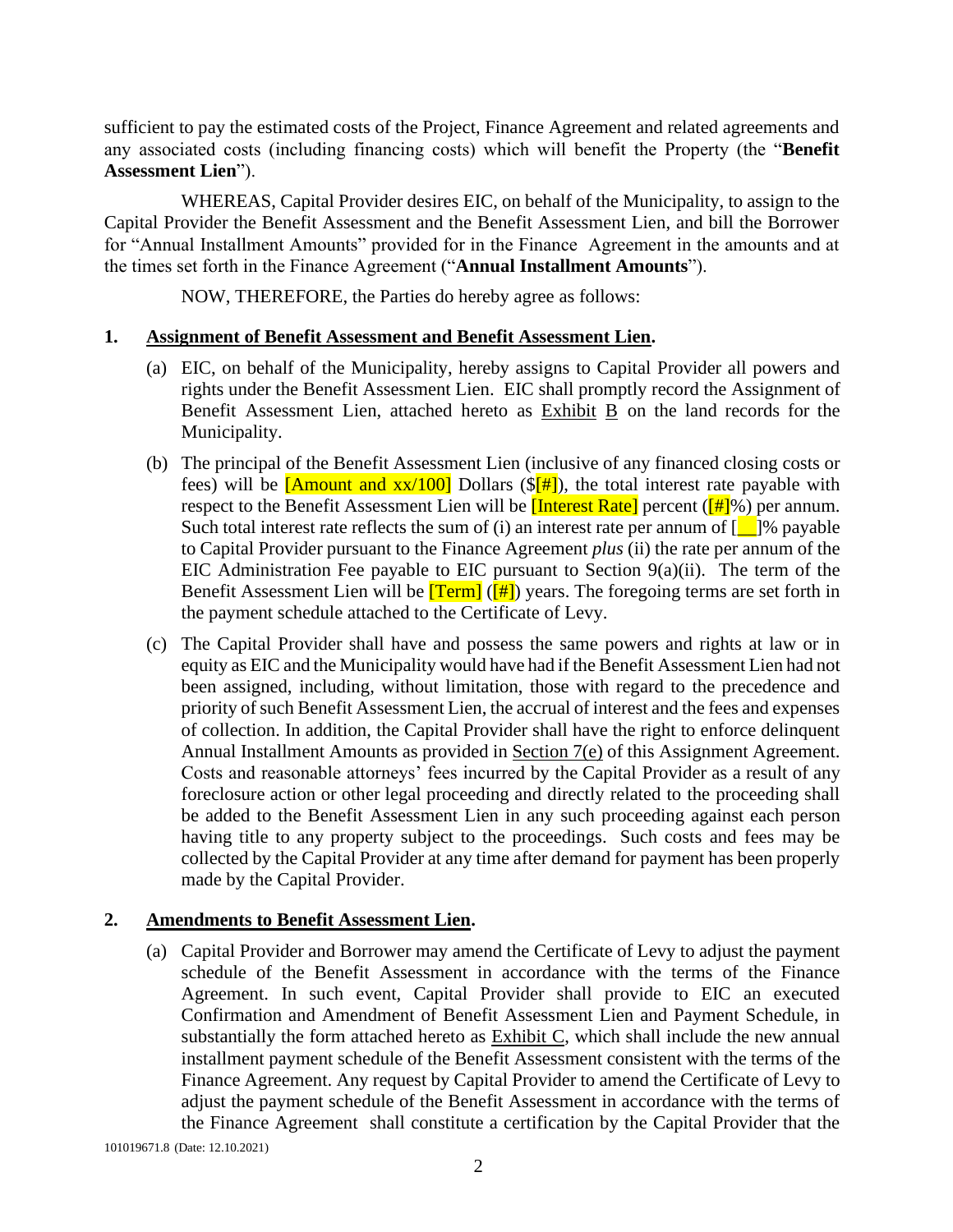sufficient to pay the estimated costs of the Project, Finance Agreement and related agreements and any associated costs (including financing costs) which will benefit the Property (the "**Benefit Assessment Lien**").

WHEREAS, Capital Provider desires EIC, on behalf of the Municipality, to assign to the Capital Provider the Benefit Assessment and the Benefit Assessment Lien, and bill the Borrower for "Annual Installment Amounts" provided for in the Finance Agreement in the amounts and at the times set forth in the Finance Agreement ("**Annual Installment Amounts**").

NOW, THEREFORE, the Parties do hereby agree as follows:

## 1. Assignment of Benefit Assessment and Benefit Assessment Lien.

(a) EIC, on behalf of the Municipality, hereby assigns to Capital Provider all powers and rights under the Benefit Assessment Lien. EIC shall promptly record the Assignment of Benefit Assessment Lien, attached hereto as Exhibit B on the land records for the Municipality.

(b) The principal of the Benefit Assessment Lien (inclusive of any financed closing costs or fees) will be [Amount and xx/100] Dollars ($[#]), the total interest rate payable with respect to the Benefit Assessment Lien will be [Interest Rate] percent ([#]%) per annum. Such total interest rate reflects the sum of (i) an interest rate per annum of [__]% payable to Capital Provider pursuant to the Finance Agreement *plus* (ii) the rate per annum of the EIC Administration Fee payable to EIC pursuant to Section 9(a)(ii). The term of the Benefit Assessment Lien will be [Term] ([#]) years. The foregoing terms are set forth in the payment schedule attached to the Certificate of Levy.

(c) The Capital Provider shall have and possess the same powers and rights at law or in equity as EIC and the Municipality would have had if the Benefit Assessment Lien had not been assigned, including, without limitation, those with regard to the precedence and priority of such Benefit Assessment Lien, the accrual of interest and the fees and expenses of collection. In addition, the Capital Provider shall have the right to enforce delinquent Annual Installment Amounts as provided in Section 7(e) of this Assignment Agreement. Costs and reasonable attorneys' fees incurred by the Capital Provider as a result of any foreclosure action or other legal proceeding and directly related to the proceeding shall be added to the Benefit Assessment Lien in any such proceeding against each person having title to any property subject to the proceedings. Such costs and fees may be collected by the Capital Provider at any time after demand for payment has been properly made by the Capital Provider.

## 2. Amendments to Benefit Assessment Lien.

(a) Capital Provider and Borrower may amend the Certificate of Levy to adjust the payment schedule of the Benefit Assessment in accordance with the terms of the Finance Agreement. In such event, Capital Provider shall provide to EIC an executed Confirmation and Amendment of Benefit Assessment Lien and Payment Schedule, in substantially the form attached hereto as Exhibit C, which shall include the new annual installment payment schedule of the Benefit Assessment consistent with the terms of the Finance Agreement. Any request by Capital Provider to amend the Certificate of Levy to adjust the payment schedule of the Benefit Assessment in accordance with the terms of the Finance Agreement shall constitute a certification by the Capital Provider that the

101019671.8 (Date: 12.10.2021)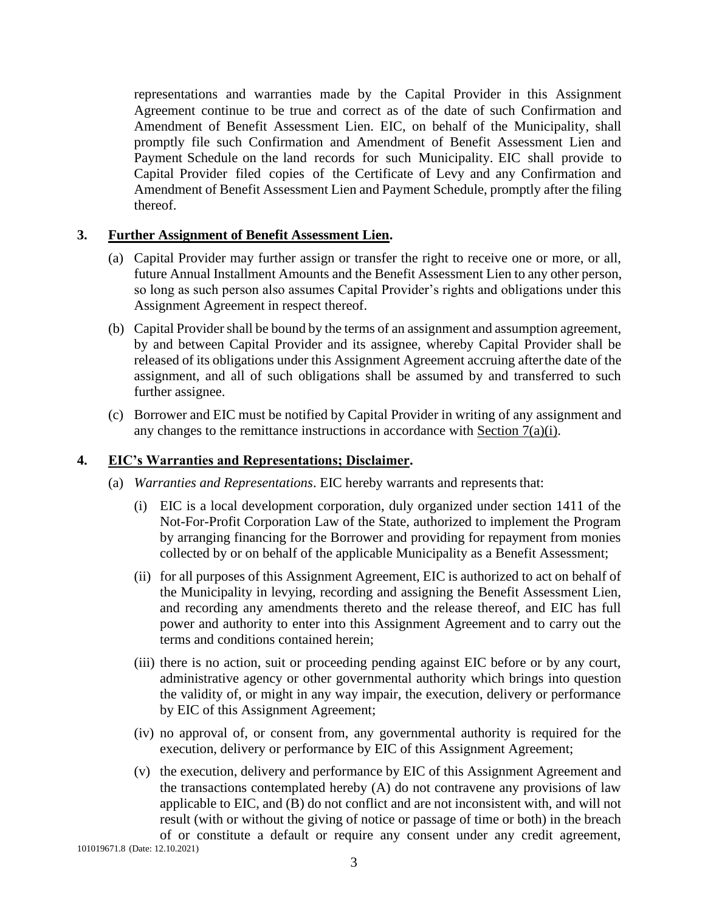representations and warranties made by the Capital Provider in this Assignment Agreement continue to be true and correct as of the date of such Confirmation and Amendment of Benefit Assessment Lien. EIC, on behalf of the Municipality, shall promptly file such Confirmation and Amendment of Benefit Assessment Lien and Payment Schedule on the land records for such Municipality. EIC shall provide to Capital Provider filed copies of the Certificate of Levy and any Confirmation and Amendment of Benefit Assessment Lien and Payment Schedule, promptly after the filing thereof.

**3. Further Assignment of Benefit Assessment Lien.**

(a) Capital Provider may further assign or transfer the right to receive one or more, or all, future Annual Installment Amounts and the Benefit Assessment Lien to any other person, so long as such person also assumes Capital Provider's rights and obligations under this Assignment Agreement in respect thereof.

(b) Capital Provider shall be bound by the terms of an assignment and assumption agreement, by and between Capital Provider and its assignee, whereby Capital Provider shall be released of its obligations under this Assignment Agreement accruing after the date of the assignment, and all of such obligations shall be assumed by and transferred to such further assignee.

(c) Borrower and EIC must be notified by Capital Provider in writing of any assignment and any changes to the remittance instructions in accordance with Section 7(a)(i).

**4. EIC's Warranties and Representations; Disclaimer.**

(a) *Warranties and Representations*. EIC hereby warrants and represents that:

(i) EIC is a local development corporation, duly organized under section 1411 of the Not-For-Profit Corporation Law of the State, authorized to implement the Program by arranging financing for the Borrower and providing for repayment from monies collected by or on behalf of the applicable Municipality as a Benefit Assessment;

(ii) for all purposes of this Assignment Agreement, EIC is authorized to act on behalf of the Municipality in levying, recording and assigning the Benefit Assessment Lien, and recording any amendments thereto and the release thereof, and EIC has full power and authority to enter into this Assignment Agreement and to carry out the terms and conditions contained herein;

(iii) there is no action, suit or proceeding pending against EIC before or by any court, administrative agency or other governmental authority which brings into question the validity of, or might in any way impair, the execution, delivery or performance by EIC of this Assignment Agreement;

(iv) no approval of, or consent from, any governmental authority is required for the execution, delivery or performance by EIC of this Assignment Agreement;

(v) the execution, delivery and performance by EIC of this Assignment Agreement and the transactions contemplated hereby (A) do not contravene any provisions of law applicable to EIC, and (B) do not conflict and are not inconsistent with, and will not result (with or without the giving of notice or passage of time or both) in the breach of or constitute a default or require any consent under any credit agreement,

101019671.8 (Date: 12.10.2021)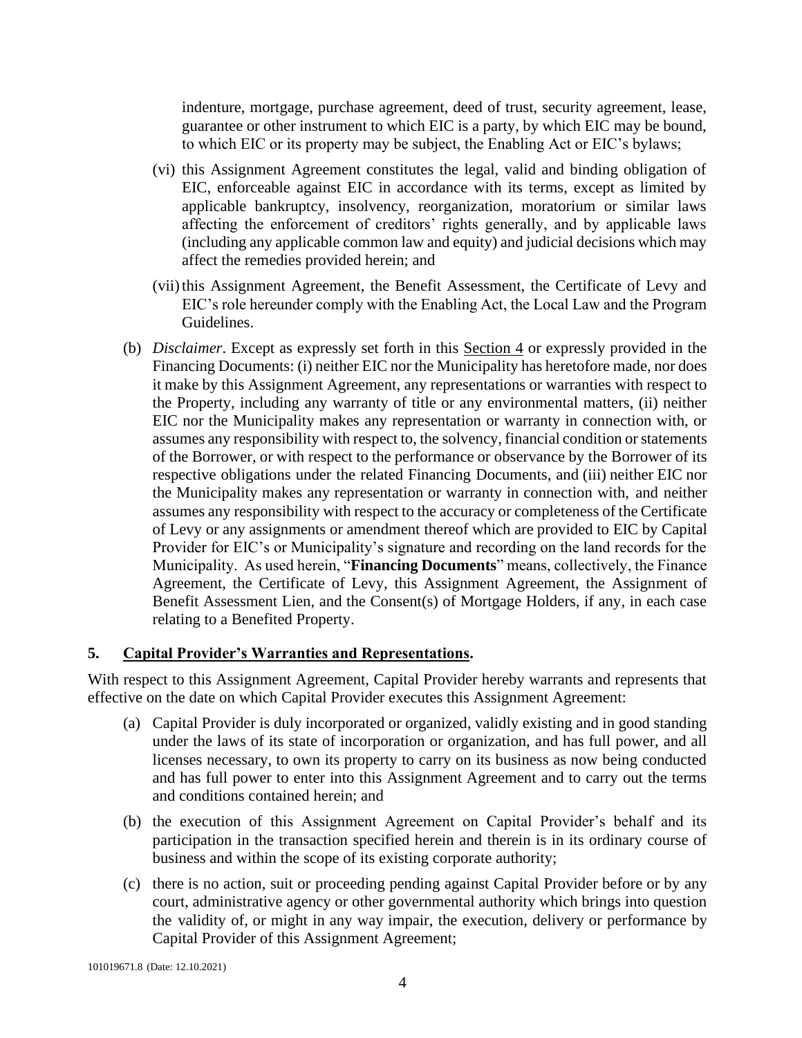indenture, mortgage, purchase agreement, deed of trust, security agreement, lease, guarantee or other instrument to which EIC is a party, by which EIC may be bound, to which EIC or its property may be subject, the Enabling Act or EIC's bylaws;

(vi) this Assignment Agreement constitutes the legal, valid and binding obligation of EIC, enforceable against EIC in accordance with its terms, except as limited by applicable bankruptcy, insolvency, reorganization, moratorium or similar laws affecting the enforcement of creditors' rights generally, and by applicable laws (including any applicable common law and equity) and judicial decisions which may affect the remedies provided herein; and

(vii) this Assignment Agreement, the Benefit Assessment, the Certificate of Levy and EIC's role hereunder comply with the Enabling Act, the Local Law and the Program Guidelines.

(b) *Disclaimer*. Except as expressly set forth in this Section 4 or expressly provided in the Financing Documents: (i) neither EIC nor the Municipality has heretofore made, nor does it make by this Assignment Agreement, any representations or warranties with respect to the Property, including any warranty of title or any environmental matters, (ii) neither EIC nor the Municipality makes any representation or warranty in connection with, or assumes any responsibility with respect to, the solvency, financial condition or statements of the Borrower, or with respect to the performance or observance by the Borrower of its respective obligations under the related Financing Documents, and (iii) neither EIC nor the Municipality makes any representation or warranty in connection with, and neither assumes any responsibility with respect to the accuracy or completeness of the Certificate of Levy or any assignments or amendment thereof which are provided to EIC by Capital Provider for EIC's or Municipality's signature and recording on the land records for the Municipality. As used herein, "**Financing Documents**" means, collectively, the Finance Agreement, the Certificate of Levy, this Assignment Agreement, the Assignment of Benefit Assessment Lien, and the Consent(s) of Mortgage Holders, if any, in each case relating to a Benefited Property.

## 5. Capital Provider's Warranties and Representations.

With respect to this Assignment Agreement, Capital Provider hereby warrants and represents that effective on the date on which Capital Provider executes this Assignment Agreement:

(a) Capital Provider is duly incorporated or organized, validly existing and in good standing under the laws of its state of incorporation or organization, and has full power, and all licenses necessary, to own its property to carry on its business as now being conducted and has full power to enter into this Assignment Agreement and to carry out the terms and conditions contained herein; and

(b) the execution of this Assignment Agreement on Capital Provider's behalf and its participation in the transaction specified herein and therein is in its ordinary course of business and within the scope of its existing corporate authority;

(c) there is no action, suit or proceeding pending against Capital Provider before or by any court, administrative agency or other governmental authority which brings into question the validity of, or might in any way impair, the execution, delivery or performance by Capital Provider of this Assignment Agreement;

101019671.8 (Date: 12.10.2021)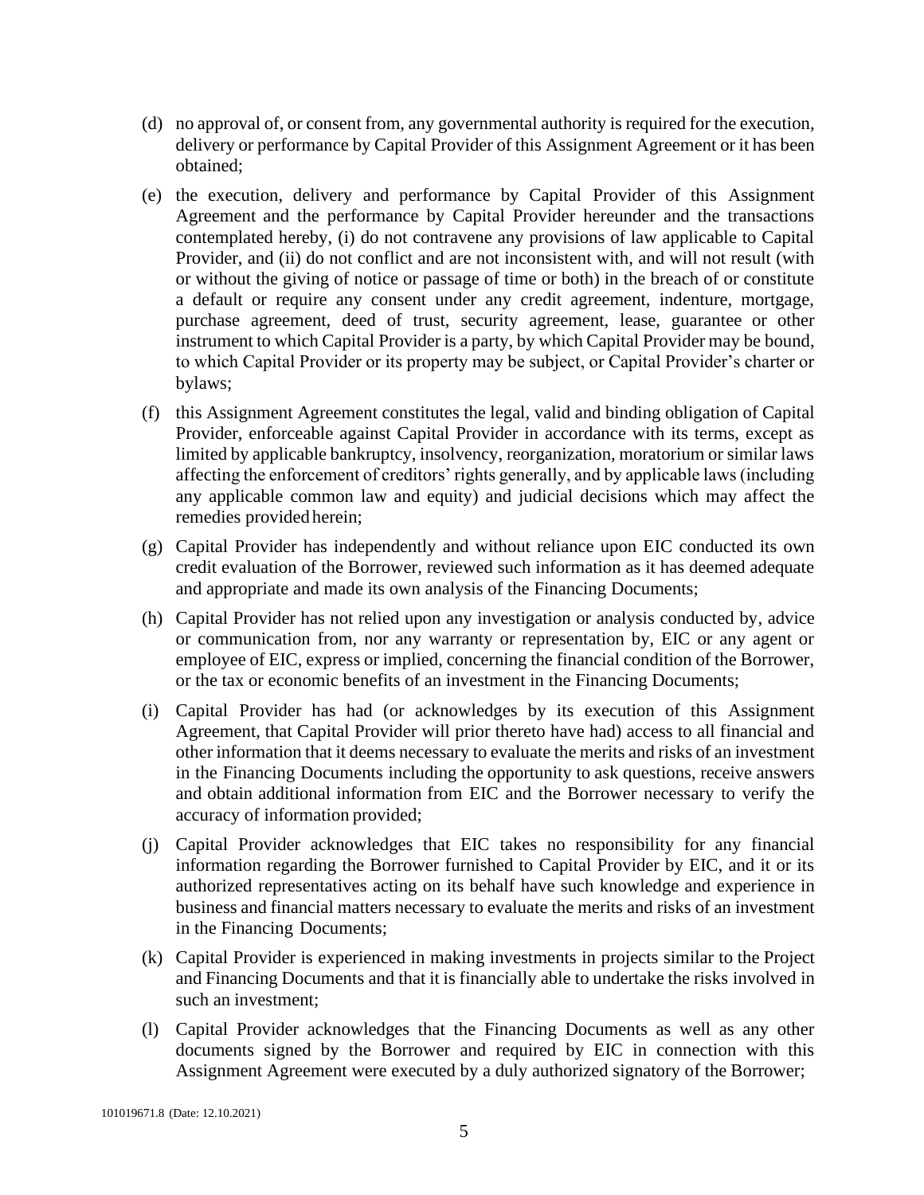(d) no approval of, or consent from, any governmental authority is required for the execution, delivery or performance by Capital Provider of this Assignment Agreement or it has been obtained;

(e) the execution, delivery and performance by Capital Provider of this Assignment Agreement and the performance by Capital Provider hereunder and the transactions contemplated hereby, (i) do not contravene any provisions of law applicable to Capital Provider, and (ii) do not conflict and are not inconsistent with, and will not result (with or without the giving of notice or passage of time or both) in the breach of or constitute a default or require any consent under any credit agreement, indenture, mortgage, purchase agreement, deed of trust, security agreement, lease, guarantee or other instrument to which Capital Provider is a party, by which Capital Provider may be bound, to which Capital Provider or its property may be subject, or Capital Provider's charter or bylaws;

(f) this Assignment Agreement constitutes the legal, valid and binding obligation of Capital Provider, enforceable against Capital Provider in accordance with its terms, except as limited by applicable bankruptcy, insolvency, reorganization, moratorium or similar laws affecting the enforcement of creditors' rights generally, and by applicable laws (including any applicable common law and equity) and judicial decisions which may affect the remedies provided herein;

(g) Capital Provider has independently and without reliance upon EIC conducted its own credit evaluation of the Borrower, reviewed such information as it has deemed adequate and appropriate and made its own analysis of the Financing Documents;

(h) Capital Provider has not relied upon any investigation or analysis conducted by, advice or communication from, nor any warranty or representation by, EIC or any agent or employee of EIC, express or implied, concerning the financial condition of the Borrower, or the tax or economic benefits of an investment in the Financing Documents;

(i) Capital Provider has had (or acknowledges by its execution of this Assignment Agreement, that Capital Provider will prior thereto have had) access to all financial and other information that it deems necessary to evaluate the merits and risks of an investment in the Financing Documents including the opportunity to ask questions, receive answers and obtain additional information from EIC and the Borrower necessary to verify the accuracy of information provided;

(j) Capital Provider acknowledges that EIC takes no responsibility for any financial information regarding the Borrower furnished to Capital Provider by EIC, and it or its authorized representatives acting on its behalf have such knowledge and experience in business and financial matters necessary to evaluate the merits and risks of an investment in the Financing Documents;

(k) Capital Provider is experienced in making investments in projects similar to the Project and Financing Documents and that it is financially able to undertake the risks involved in such an investment;

(l) Capital Provider acknowledges that the Financing Documents as well as any other documents signed by the Borrower and required by EIC in connection with this Assignment Agreement were executed by a duly authorized signatory of the Borrower;

101019671.8 (Date: 12.10.2021)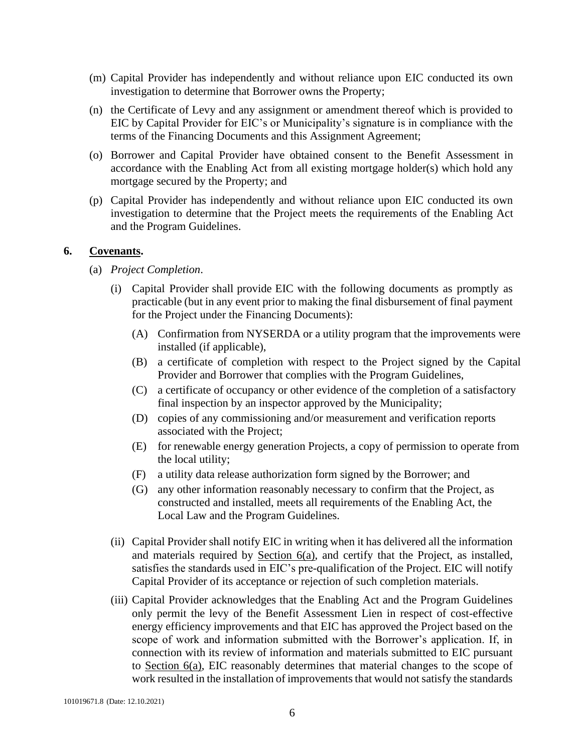(m) Capital Provider has independently and without reliance upon EIC conducted its own investigation to determine that Borrower owns the Property;

(n) the Certificate of Levy and any assignment or amendment thereof which is provided to EIC by Capital Provider for EIC's or Municipality's signature is in compliance with the terms of the Financing Documents and this Assignment Agreement;

(o) Borrower and Capital Provider have obtained consent to the Benefit Assessment in accordance with the Enabling Act from all existing mortgage holder(s) which hold any mortgage secured by the Property; and

(p) Capital Provider has independently and without reliance upon EIC conducted its own investigation to determine that the Project meets the requirements of the Enabling Act and the Program Guidelines.

## 6. Covenants.

(a) *Project Completion*.

(i) Capital Provider shall provide EIC with the following documents as promptly as practicable (but in any event prior to making the final disbursement of final payment for the Project under the Financing Documents):

(A) Confirmation from NYSERDA or a utility program that the improvements were installed (if applicable),

(B) a certificate of completion with respect to the Project signed by the Capital Provider and Borrower that complies with the Program Guidelines,

(C) a certificate of occupancy or other evidence of the completion of a satisfactory final inspection by an inspector approved by the Municipality;

(D) copies of any commissioning and/or measurement and verification reports associated with the Project;

(E) for renewable energy generation Projects, a copy of permission to operate from the local utility;

(F) a utility data release authorization form signed by the Borrower; and

(G) any other information reasonably necessary to confirm that the Project, as constructed and installed, meets all requirements of the Enabling Act, the Local Law and the Program Guidelines.

(ii) Capital Provider shall notify EIC in writing when it has delivered all the information and materials required by Section 6(a), and certify that the Project, as installed, satisfies the standards used in EIC's pre-qualification of the Project. EIC will notify Capital Provider of its acceptance or rejection of such completion materials.

(iii) Capital Provider acknowledges that the Enabling Act and the Program Guidelines only permit the levy of the Benefit Assessment Lien in respect of cost-effective energy efficiency improvements and that EIC has approved the Project based on the scope of work and information submitted with the Borrower's application. If, in connection with its review of information and materials submitted to EIC pursuant to Section 6(a), EIC reasonably determines that material changes to the scope of work resulted in the installation of improvements that would not satisfy the standards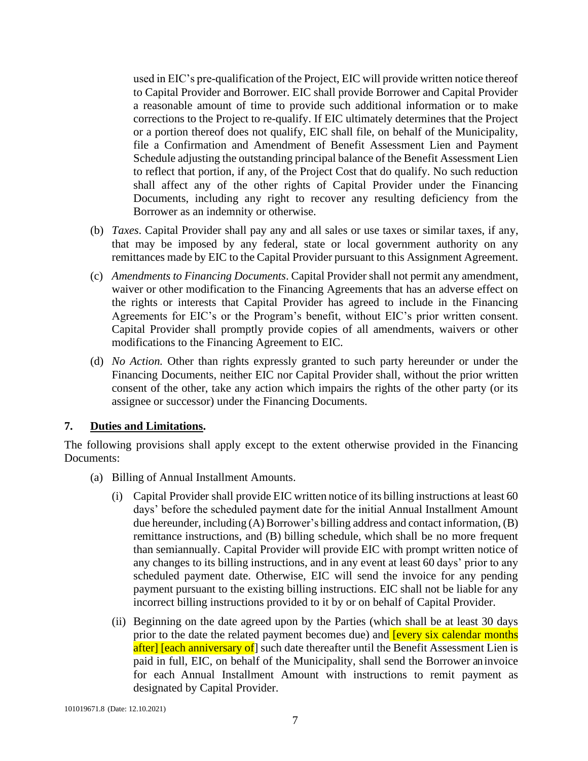used in EIC's pre-qualification of the Project, EIC will provide written notice thereof to Capital Provider and Borrower. EIC shall provide Borrower and Capital Provider a reasonable amount of time to provide such additional information or to make corrections to the Project to re-qualify. If EIC ultimately determines that the Project or a portion thereof does not qualify, EIC shall file, on behalf of the Municipality, file a Confirmation and Amendment of Benefit Assessment Lien and Payment Schedule adjusting the outstanding principal balance of the Benefit Assessment Lien to reflect that portion, if any, of the Project Cost that do qualify. No such reduction shall affect any of the other rights of Capital Provider under the Financing Documents, including any right to recover any resulting deficiency from the Borrower as an indemnity or otherwise.

(b) *Taxes*. Capital Provider shall pay any and all sales or use taxes or similar taxes, if any, that may be imposed by any federal, state or local government authority on any remittances made by EIC to the Capital Provider pursuant to this Assignment Agreement.

(c) *Amendments to Financing Documents*. Capital Provider shall not permit any amendment, waiver or other modification to the Financing Agreements that has an adverse effect on the rights or interests that Capital Provider has agreed to include in the Financing Agreements for EIC's or the Program's benefit, without EIC's prior written consent. Capital Provider shall promptly provide copies of all amendments, waivers or other modifications to the Financing Agreement to EIC.

(d) *No Action.* Other than rights expressly granted to such party hereunder or under the Financing Documents, neither EIC nor Capital Provider shall, without the prior written consent of the other, take any action which impairs the rights of the other party (or its assignee or successor) under the Financing Documents.

## 7. Duties and Limitations.

The following provisions shall apply except to the extent otherwise provided in the Financing Documents:

(a) Billing of Annual Installment Amounts.

(i) Capital Provider shall provide EIC written notice of its billing instructions at least 60 days' before the scheduled payment date for the initial Annual Installment Amount due hereunder, including (A) Borrower's billing address and contact information, (B) remittance instructions, and (B) billing schedule, which shall be no more frequent than semiannually. Capital Provider will provide EIC with prompt written notice of any changes to its billing instructions, and in any event at least 60 days' prior to any scheduled payment date. Otherwise, EIC will send the invoice for any pending payment pursuant to the existing billing instructions. EIC shall not be liable for any incorrect billing instructions provided to it by or on behalf of Capital Provider.

(ii) Beginning on the date agreed upon by the Parties (which shall be at least 30 days prior to the date the related payment becomes due) and [every six calendar months after] [each anniversary of] such date thereafter until the Benefit Assessment Lien is paid in full, EIC, on behalf of the Municipality, shall send the Borrower an invoice for each Annual Installment Amount with instructions to remit payment as designated by Capital Provider.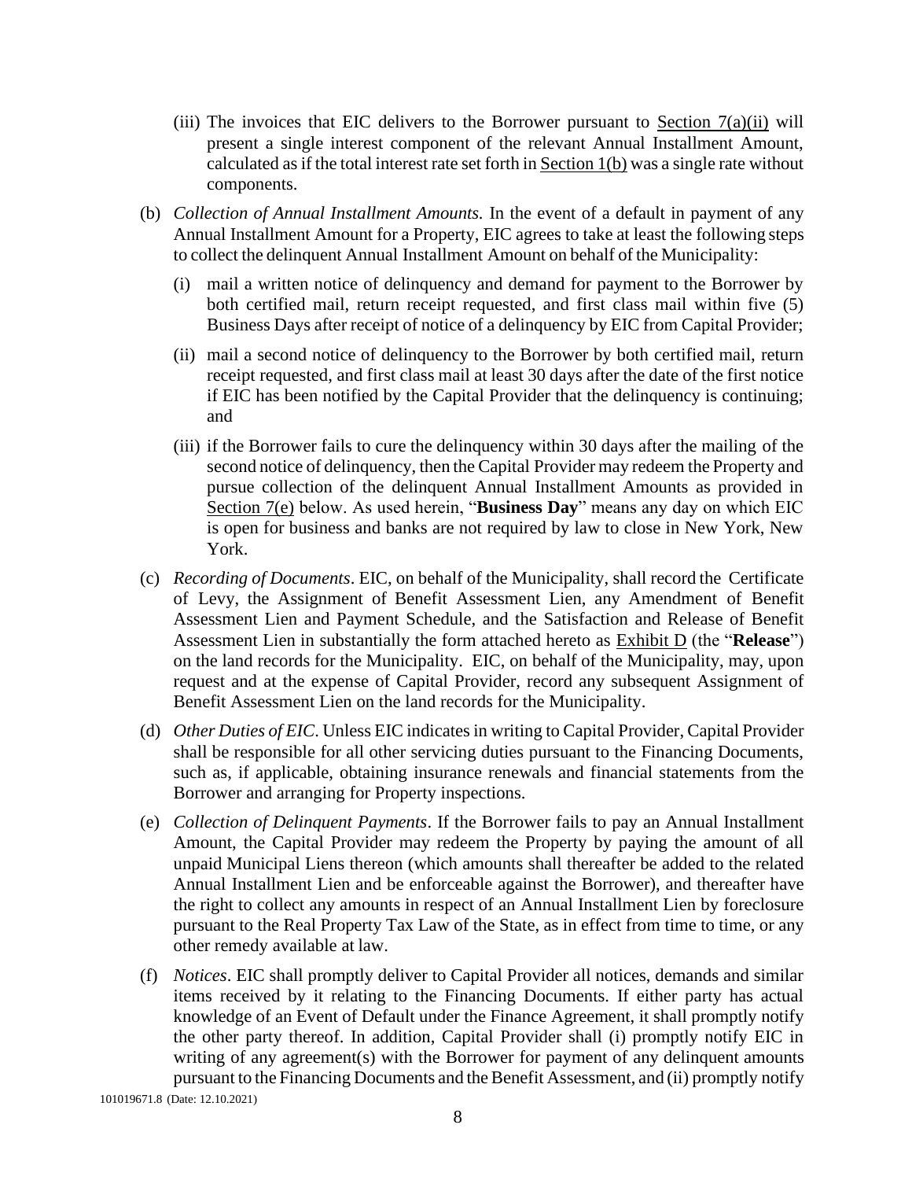(iii) The invoices that EIC delivers to the Borrower pursuant to Section 7(a)(ii) will present a single interest component of the relevant Annual Installment Amount, calculated as if the total interest rate set forth in Section 1(b) was a single rate without components.

(b) *Collection of Annual Installment Amounts.* In the event of a default in payment of any Annual Installment Amount for a Property, EIC agrees to take at least the following steps to collect the delinquent Annual Installment Amount on behalf of the Municipality:

(i) mail a written notice of delinquency and demand for payment to the Borrower by both certified mail, return receipt requested, and first class mail within five (5) Business Days after receipt of notice of a delinquency by EIC from Capital Provider;

(ii) mail a second notice of delinquency to the Borrower by both certified mail, return receipt requested, and first class mail at least 30 days after the date of the first notice if EIC has been notified by the Capital Provider that the delinquency is continuing; and

(iii) if the Borrower fails to cure the delinquency within 30 days after the mailing of the second notice of delinquency, then the Capital Provider may redeem the Property and pursue collection of the delinquent Annual Installment Amounts as provided in Section 7(e) below. As used herein, "**Business Day**" means any day on which EIC is open for business and banks are not required by law to close in New York, New York.

(c) *Recording of Documents*. EIC, on behalf of the Municipality, shall record the Certificate of Levy, the Assignment of Benefit Assessment Lien, any Amendment of Benefit Assessment Lien and Payment Schedule, and the Satisfaction and Release of Benefit Assessment Lien in substantially the form attached hereto as Exhibit D (the "**Release**") on the land records for the Municipality. EIC, on behalf of the Municipality, may, upon request and at the expense of Capital Provider, record any subsequent Assignment of Benefit Assessment Lien on the land records for the Municipality.

(d) *Other Duties of EIC*. Unless EIC indicates in writing to Capital Provider, Capital Provider shall be responsible for all other servicing duties pursuant to the Financing Documents, such as, if applicable, obtaining insurance renewals and financial statements from the Borrower and arranging for Property inspections.

(e) *Collection of Delinquent Payments*. If the Borrower fails to pay an Annual Installment Amount, the Capital Provider may redeem the Property by paying the amount of all unpaid Municipal Liens thereon (which amounts shall thereafter be added to the related Annual Installment Lien and be enforceable against the Borrower), and thereafter have the right to collect any amounts in respect of an Annual Installment Lien by foreclosure pursuant to the Real Property Tax Law of the State, as in effect from time to time, or any other remedy available at law.

(f) *Notices*. EIC shall promptly deliver to Capital Provider all notices, demands and similar items received by it relating to the Financing Documents. If either party has actual knowledge of an Event of Default under the Finance Agreement, it shall promptly notify the other party thereof. In addition, Capital Provider shall (i) promptly notify EIC in writing of any agreement(s) with the Borrower for payment of any delinquent amounts pursuant to the Financing Documents and the Benefit Assessment, and (ii) promptly notify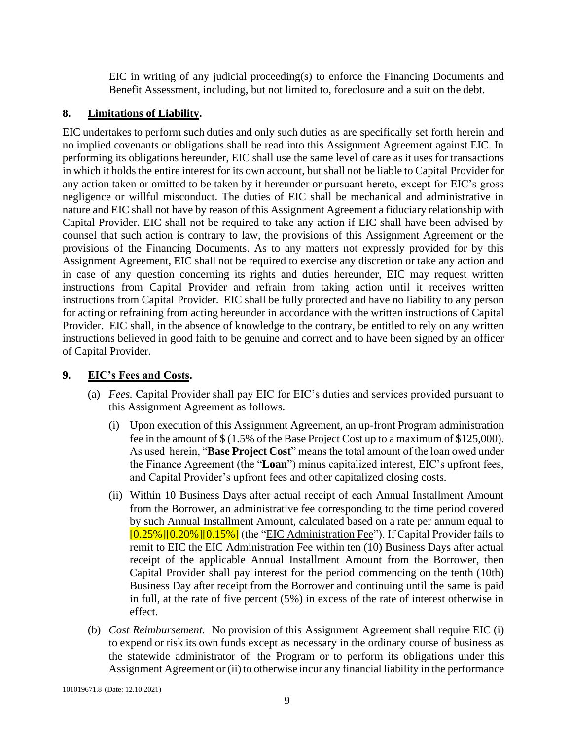EIC in writing of any judicial proceeding(s) to enforce the Financing Documents and Benefit Assessment, including, but not limited to, foreclosure and a suit on the debt.

## 8. <u>Limitations of Liability</u>.

EIC undertakes to perform such duties and only such duties as are specifically set forth herein and no implied covenants or obligations shall be read into this Assignment Agreement against EIC. In performing its obligations hereunder, EIC shall use the same level of care as it uses for transactions in which it holds the entire interest for its own account, but shall not be liable to Capital Provider for any action taken or omitted to be taken by it hereunder or pursuant hereto, except for EIC's gross negligence or willful misconduct. The duties of EIC shall be mechanical and administrative in nature and EIC shall not have by reason of this Assignment Agreement a fiduciary relationship with Capital Provider. EIC shall not be required to take any action if EIC shall have been advised by counsel that such action is contrary to law, the provisions of this Assignment Agreement or the provisions of the Financing Documents. As to any matters not expressly provided for by this Assignment Agreement, EIC shall not be required to exercise any discretion or take any action and in case of any question concerning its rights and duties hereunder, EIC may request written instructions from Capital Provider and refrain from taking action until it receives written instructions from Capital Provider. EIC shall be fully protected and have no liability to any person for acting or refraining from acting hereunder in accordance with the written instructions of Capital Provider. EIC shall, in the absence of knowledge to the contrary, be entitled to rely on any written instructions believed in good faith to be genuine and correct and to have been signed by an officer of Capital Provider.

## 9. <u>EIC's Fees and Costs</u>.

(a) *Fees.* Capital Provider shall pay EIC for EIC's duties and services provided pursuant to this Assignment Agreement as follows.

(i) Upon execution of this Assignment Agreement, an up-front Program administration fee in the amount of $ (1.5% of the Base Project Cost up to a maximum of $125,000). As used herein, "**Base Project Cost**" means the total amount of the loan owed under the Finance Agreement (the "**Loan**") minus capitalized interest, EIC's upfront fees, and Capital Provider's upfront fees and other capitalized closing costs.

(ii) Within 10 Business Days after actual receipt of each Annual Installment Amount from the Borrower, an administrative fee corresponding to the time period covered by such Annual Installment Amount, calculated based on a rate per annum equal to [0.25%][0.20%][0.15%] (the "<u>EIC Administration Fee</u>"). If Capital Provider fails to remit to EIC the EIC Administration Fee within ten (10) Business Days after actual receipt of the applicable Annual Installment Amount from the Borrower, then Capital Provider shall pay interest for the period commencing on the tenth (10th) Business Day after receipt from the Borrower and continuing until the same is paid in full, at the rate of five percent (5%) in excess of the rate of interest otherwise in effect.

(b) *Cost Reimbursement.* No provision of this Assignment Agreement shall require EIC (i) to expend or risk its own funds except as necessary in the ordinary course of business as the statewide administrator of the Program or to perform its obligations under this Assignment Agreement or (ii) to otherwise incur any financial liability in the performance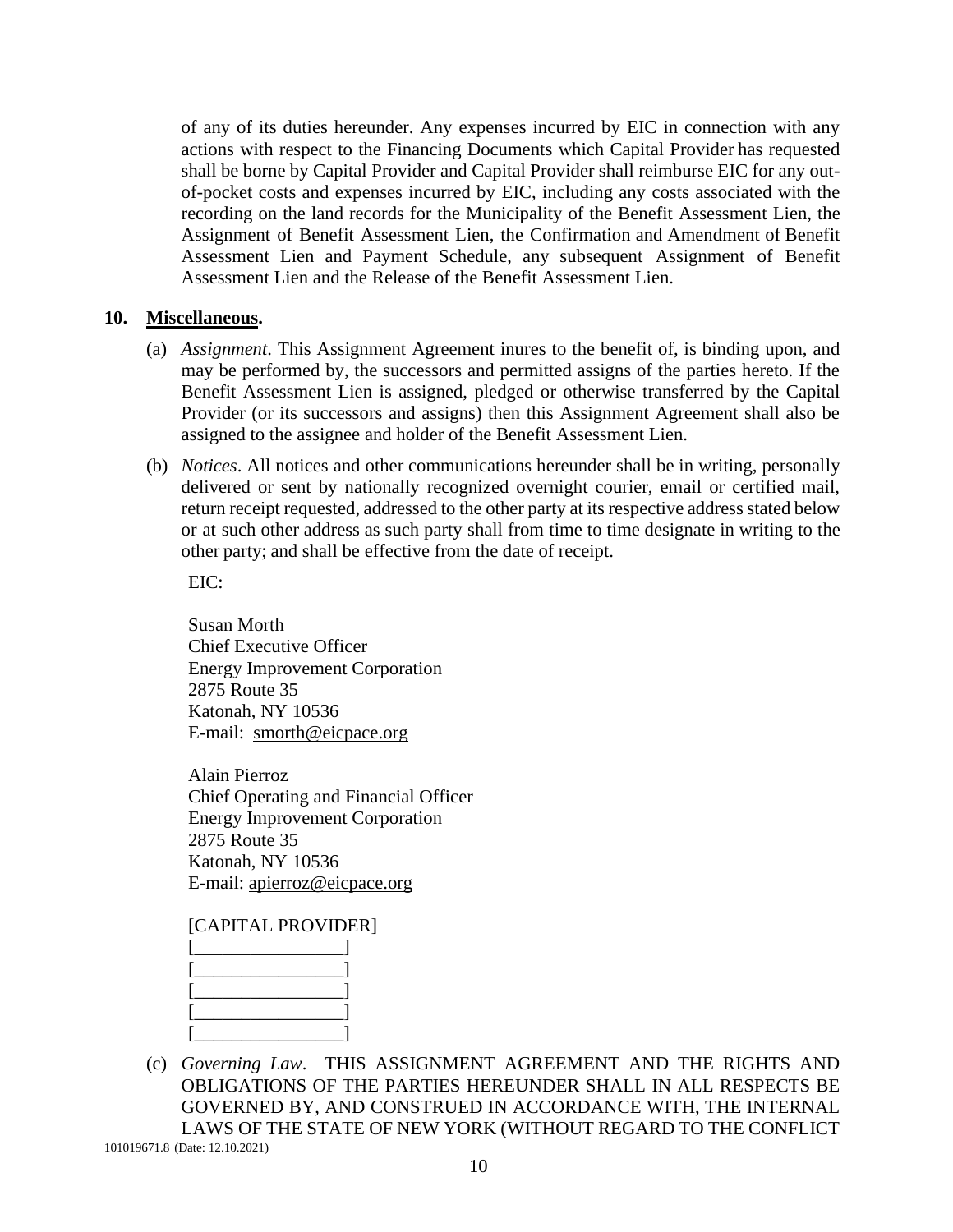of any of its duties hereunder. Any expenses incurred by EIC in connection with any actions with respect to the Financing Documents which Capital Provider has requested shall be borne by Capital Provider and Capital Provider shall reimburse EIC for any out-of-pocket costs and expenses incurred by EIC, including any costs associated with the recording on the land records for the Municipality of the Benefit Assessment Lien, the Assignment of Benefit Assessment Lien, the Confirmation and Amendment of Benefit Assessment Lien and Payment Schedule, any subsequent Assignment of Benefit Assessment Lien and the Release of the Benefit Assessment Lien.

**10. Miscellaneous.**

(a) *Assignment*. This Assignment Agreement inures to the benefit of, is binding upon, and may be performed by, the successors and permitted assigns of the parties hereto. If the Benefit Assessment Lien is assigned, pledged or otherwise transferred by the Capital Provider (or its successors and assigns) then this Assignment Agreement shall also be assigned to the assignee and holder of the Benefit Assessment Lien.

(b) *Notices*. All notices and other communications hereunder shall be in writing, personally delivered or sent by nationally recognized overnight courier, email or certified mail, return receipt requested, addressed to the other party at its respective address stated below or at such other address as such party shall from time to time designate in writing to the other party; and shall be effective from the date of receipt.

EIC:

Susan Morth
Chief Executive Officer
Energy Improvement Corporation
2875 Route 35
Katonah, NY 10536
E-mail: smorth@eicpace.org

Alain Pierroz
Chief Operating and Financial Officer
Energy Improvement Corporation
2875 Route 35
Katonah, NY 10536
E-mail: apierroz@eicpace.org

[CAPITAL PROVIDER]
[________________]
[________________]
[________________]
[________________]
[________________]

(c) *Governing Law*. THIS ASSIGNMENT AGREEMENT AND THE RIGHTS AND OBLIGATIONS OF THE PARTIES HEREUNDER SHALL IN ALL RESPECTS BE GOVERNED BY, AND CONSTRUED IN ACCORDANCE WITH, THE INTERNAL LAWS OF THE STATE OF NEW YORK (WITHOUT REGARD TO THE CONFLICT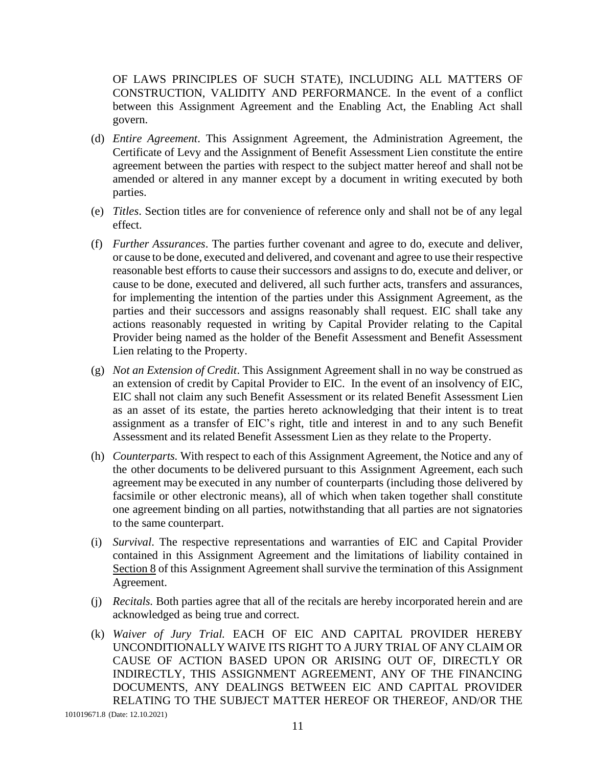OF LAWS PRINCIPLES OF SUCH STATE), INCLUDING ALL MATTERS OF CONSTRUCTION, VALIDITY AND PERFORMANCE. In the event of a conflict between this Assignment Agreement and the Enabling Act, the Enabling Act shall govern.

(d) *Entire Agreement*. This Assignment Agreement, the Administration Agreement, the Certificate of Levy and the Assignment of Benefit Assessment Lien constitute the entire agreement between the parties with respect to the subject matter hereof and shall not be amended or altered in any manner except by a document in writing executed by both parties.

(e) *Titles*. Section titles are for convenience of reference only and shall not be of any legal effect.

(f) *Further Assurances*. The parties further covenant and agree to do, execute and deliver, or cause to be done, executed and delivered, and covenant and agree to use their respective reasonable best efforts to cause their successors and assigns to do, execute and deliver, or cause to be done, executed and delivered, all such further acts, transfers and assurances, for implementing the intention of the parties under this Assignment Agreement, as the parties and their successors and assigns reasonably shall request. EIC shall take any actions reasonably requested in writing by Capital Provider relating to the Capital Provider being named as the holder of the Benefit Assessment and Benefit Assessment Lien relating to the Property.

(g) *Not an Extension of Credit*. This Assignment Agreement shall in no way be construed as an extension of credit by Capital Provider to EIC. In the event of an insolvency of EIC, EIC shall not claim any such Benefit Assessment or its related Benefit Assessment Lien as an asset of its estate, the parties hereto acknowledging that their intent is to treat assignment as a transfer of EIC's right, title and interest in and to any such Benefit Assessment and its related Benefit Assessment Lien as they relate to the Property.

(h) *Counterparts.* With respect to each of this Assignment Agreement, the Notice and any of the other documents to be delivered pursuant to this Assignment Agreement, each such agreement may be executed in any number of counterparts (including those delivered by facsimile or other electronic means), all of which when taken together shall constitute one agreement binding on all parties, notwithstanding that all parties are not signatories to the same counterpart.

(i) *Survival*. The respective representations and warranties of EIC and Capital Provider contained in this Assignment Agreement and the limitations of liability contained in Section 8 of this Assignment Agreement shall survive the termination of this Assignment Agreement.

(j) *Recitals.* Both parties agree that all of the recitals are hereby incorporated herein and are acknowledged as being true and correct.

(k) *Waiver of Jury Trial.* EACH OF EIC AND CAPITAL PROVIDER HEREBY UNCONDITIONALLY WAIVE ITS RIGHT TO A JURY TRIAL OF ANY CLAIM OR CAUSE OF ACTION BASED UPON OR ARISING OUT OF, DIRECTLY OR INDIRECTLY, THIS ASSIGNMENT AGREEMENT, ANY OF THE FINANCING DOCUMENTS, ANY DEALINGS BETWEEN EIC AND CAPITAL PROVIDER RELATING TO THE SUBJECT MATTER HEREOF OR THEREOF, AND/OR THE

101019671.8 (Date: 12.10.2021)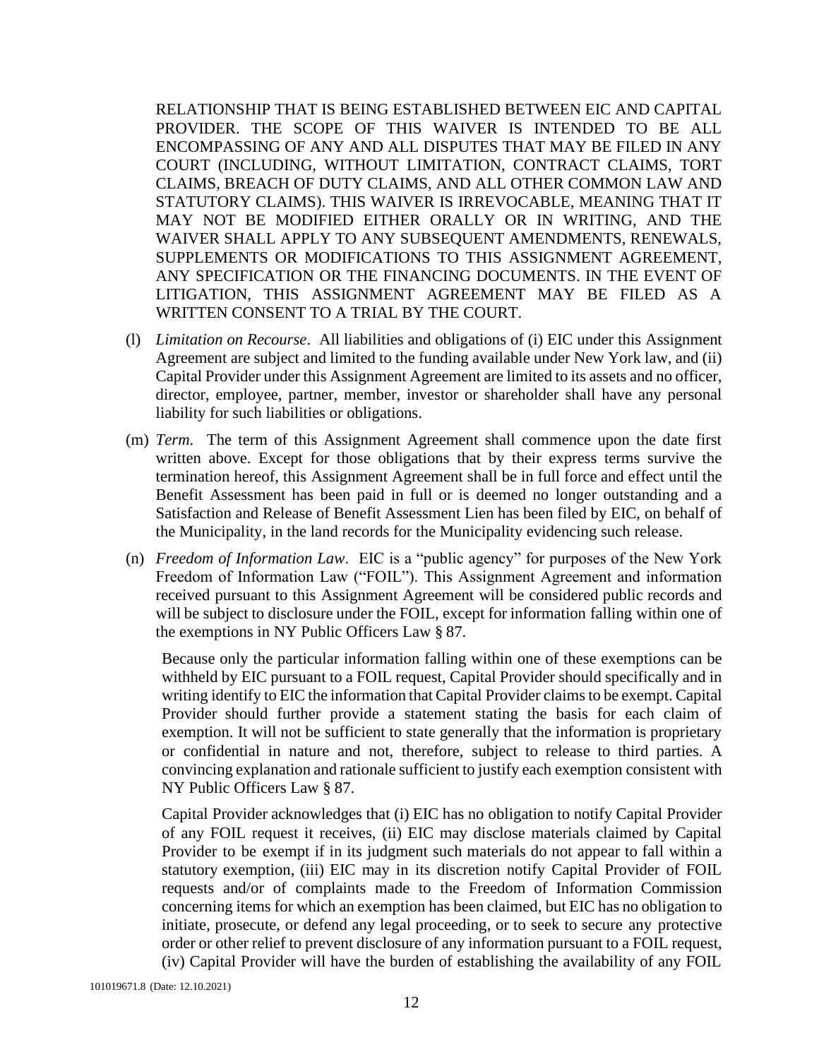RELATIONSHIP THAT IS BEING ESTABLISHED BETWEEN EIC AND CAPITAL PROVIDER. THE SCOPE OF THIS WAIVER IS INTENDED TO BE ALL ENCOMPASSING OF ANY AND ALL DISPUTES THAT MAY BE FILED IN ANY COURT (INCLUDING, WITHOUT LIMITATION, CONTRACT CLAIMS, TORT CLAIMS, BREACH OF DUTY CLAIMS, AND ALL OTHER COMMON LAW AND STATUTORY CLAIMS). THIS WAIVER IS IRREVOCABLE, MEANING THAT IT MAY NOT BE MODIFIED EITHER ORALLY OR IN WRITING, AND THE WAIVER SHALL APPLY TO ANY SUBSEQUENT AMENDMENTS, RENEWALS, SUPPLEMENTS OR MODIFICATIONS TO THIS ASSIGNMENT AGREEMENT, ANY SPECIFICATION OR THE FINANCING DOCUMENTS. IN THE EVENT OF LITIGATION, THIS ASSIGNMENT AGREEMENT MAY BE FILED AS A WRITTEN CONSENT TO A TRIAL BY THE COURT.

(l) *Limitation on Recourse*. All liabilities and obligations of (i) EIC under this Assignment Agreement are subject and limited to the funding available under New York law, and (ii) Capital Provider under this Assignment Agreement are limited to its assets and no officer, director, employee, partner, member, investor or shareholder shall have any personal liability for such liabilities or obligations.

(m) *Term*. The term of this Assignment Agreement shall commence upon the date first written above. Except for those obligations that by their express terms survive the termination hereof, this Assignment Agreement shall be in full force and effect until the Benefit Assessment has been paid in full or is deemed no longer outstanding and a Satisfaction and Release of Benefit Assessment Lien has been filed by EIC, on behalf of the Municipality, in the land records for the Municipality evidencing such release.

(n) *Freedom of Information Law*. EIC is a "public agency" for purposes of the New York Freedom of Information Law ("FOIL"). This Assignment Agreement and information received pursuant to this Assignment Agreement will be considered public records and will be subject to disclosure under the FOIL, except for information falling within one of the exemptions in NY Public Officers Law § 87.

Because only the particular information falling within one of these exemptions can be withheld by EIC pursuant to a FOIL request, Capital Provider should specifically and in writing identify to EIC the information that Capital Provider claims to be exempt. Capital Provider should further provide a statement stating the basis for each claim of exemption. It will not be sufficient to state generally that the information is proprietary or confidential in nature and not, therefore, subject to release to third parties. A convincing explanation and rationale sufficient to justify each exemption consistent with NY Public Officers Law § 87.

Capital Provider acknowledges that (i) EIC has no obligation to notify Capital Provider of any FOIL request it receives, (ii) EIC may disclose materials claimed by Capital Provider to be exempt if in its judgment such materials do not appear to fall within a statutory exemption, (iii) EIC may in its discretion notify Capital Provider of FOIL requests and/or of complaints made to the Freedom of Information Commission concerning items for which an exemption has been claimed, but EIC has no obligation to initiate, prosecute, or defend any legal proceeding, or to seek to secure any protective order or other relief to prevent disclosure of any information pursuant to a FOIL request, (iv) Capital Provider will have the burden of establishing the availability of any FOIL

101019671.8 (Date: 12.10.2021)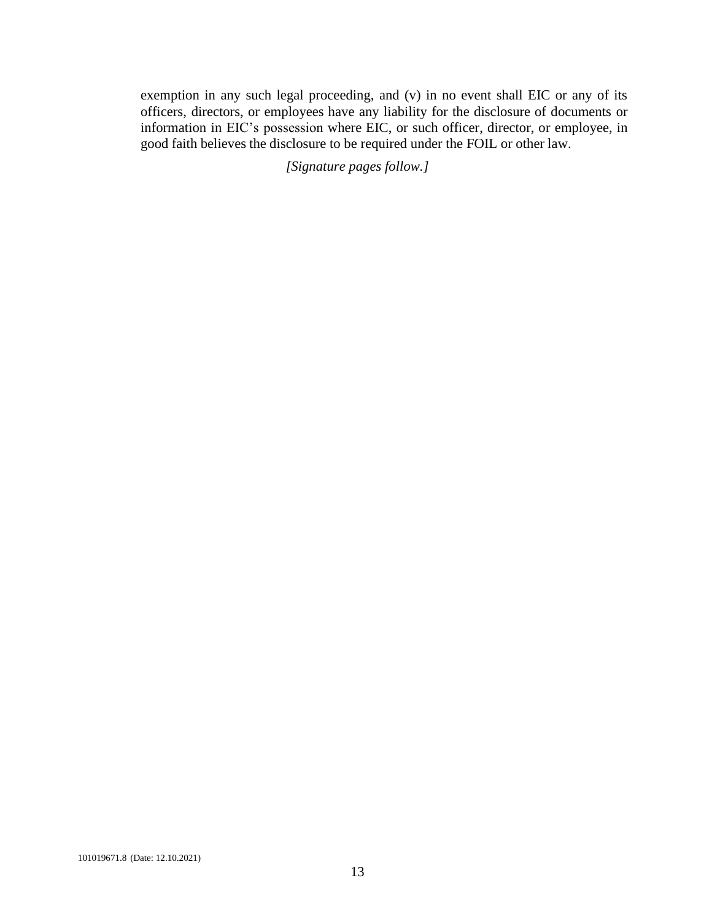exemption in any such legal proceeding, and (v) in no event shall EIC or any of its officers, directors, or employees have any liability for the disclosure of documents or information in EIC's possession where EIC, or such officer, director, or employee, in good faith believes the disclosure to be required under the FOIL or other law.

*[Signature pages follow.]*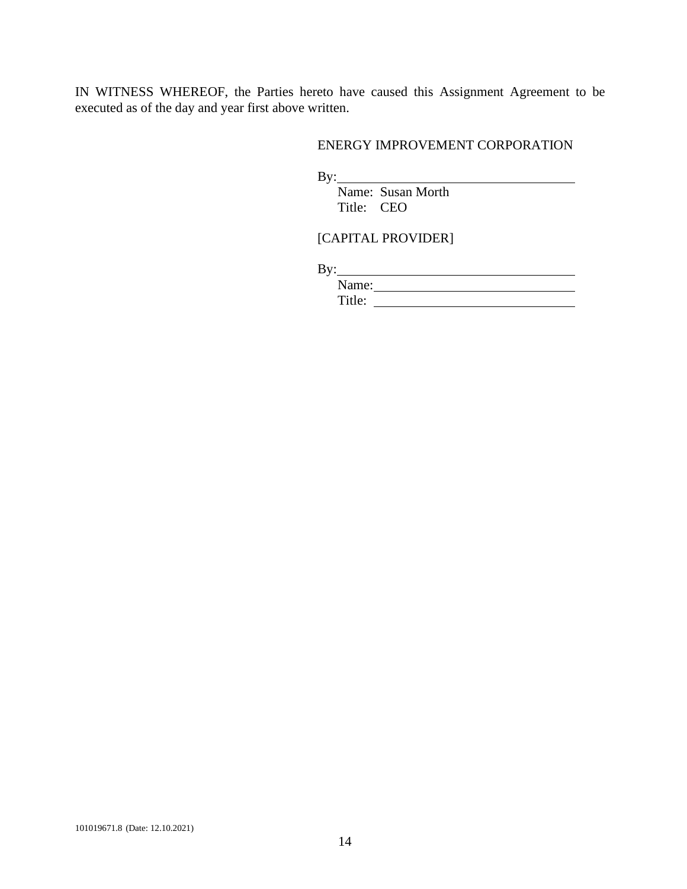IN WITNESS WHEREOF, the Parties hereto have caused this Assignment Agreement to be executed as of the day and year first above written.

ENERGY IMPROVEMENT CORPORATION

By:\_\_\_\_\_\_\_\_\_\_\_\_\_\_\_\_\_\_\_\_\_\_\_\_\_\_\_\_\_\_\_\_\_\_\_\_
Name: Susan Morth
Title: CEO

[CAPITAL PROVIDER]

By:\_\_\_\_\_\_\_\_\_\_\_\_\_\_\_\_\_\_\_\_\_\_\_\_\_\_\_\_\_\_\_\_\_\_\_\_
Name:\_\_\_\_\_\_\_\_\_\_\_\_\_\_\_\_\_\_\_\_\_\_\_\_\_\_\_\_\_\_\_\_
Title: \_\_\_\_\_\_\_\_\_\_\_\_\_\_\_\_\_\_\_\_\_\_\_\_\_\_\_\_\_\_\_\_

101019671.8 (Date: 12.10.2021)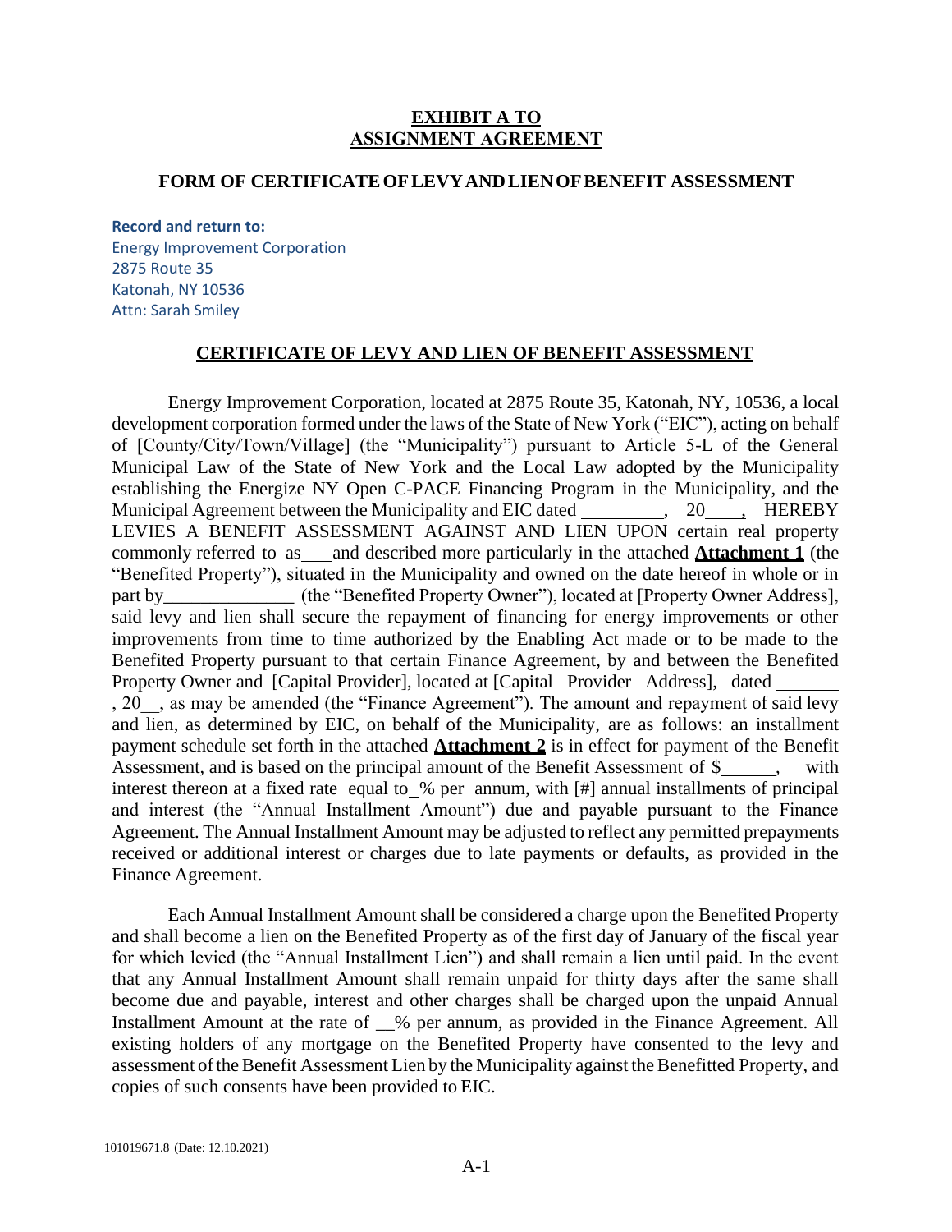**EXHIBIT A TO**
**ASSIGNMENT AGREEMENT**

**FORM OF CERTIFICATE OF LEVY AND LIEN OF BENEFIT ASSESSMENT**

**Record and return to:**
Energy Improvement Corporation
2875 Route 35
Katonah, NY 10536
Attn: Sarah Smiley

**CERTIFICATE OF LEVY AND LIEN OF BENEFIT ASSESSMENT**

Energy Improvement Corporation, located at 2875 Route 35, Katonah, NY, 10536, a local development corporation formed under the laws of the State of New York ("EIC"), acting on behalf of [County/City/Town/Village] (the "Municipality") pursuant to Article 5-L of the General Municipal Law of the State of New York and the Local Law adopted by the Municipality establishing the Energize NY Open C-PACE Financing Program in the Municipality, and the Municipal Agreement between the Municipality and EIC dated _________, 20____, HEREBY LEVIES A BENEFIT ASSESSMENT AGAINST AND LIEN UPON certain real property commonly referred to as___and described more particularly in the attached **Attachment 1** (the "Benefited Property"), situated in the Municipality and owned on the date hereof in whole or in part by______________ (the "Benefited Property Owner"), located at [Property Owner Address], said levy and lien shall secure the repayment of financing for energy improvements or other improvements from time to time authorized by the Enabling Act made or to be made to the Benefited Property pursuant to that certain Finance Agreement, by and between the Benefited Property Owner and [Capital Provider], located at [Capital Provider Address], dated _______, 20__, as may be amended (the "Finance Agreement"). The amount and repayment of said levy and lien, as determined by EIC, on behalf of the Municipality, are as follows: an installment payment schedule set forth in the attached **Attachment 2** is in effect for payment of the Benefit Assessment, and is based on the principal amount of the Benefit Assessment of $______, with interest thereon at a fixed rate equal to_% per annum, with [#] annual installments of principal and interest (the "Annual Installment Amount") due and payable pursuant to the Finance Agreement. The Annual Installment Amount may be adjusted to reflect any permitted prepayments received or additional interest or charges due to late payments or defaults, as provided in the Finance Agreement.

Each Annual Installment Amount shall be considered a charge upon the Benefited Property and shall become a lien on the Benefited Property as of the first day of January of the fiscal year for which levied (the "Annual Installment Lien") and shall remain a lien until paid. In the event that any Annual Installment Amount shall remain unpaid for thirty days after the same shall become due and payable, interest and other charges shall be charged upon the unpaid Annual Installment Amount at the rate of __% per annum, as provided in the Finance Agreement. All existing holders of any mortgage on the Benefited Property have consented to the levy and assessment of the Benefit Assessment Lien by the Municipality against the Benefitted Property, and copies of such consents have been provided to EIC.

101019671.8 (Date: 12.10.2021)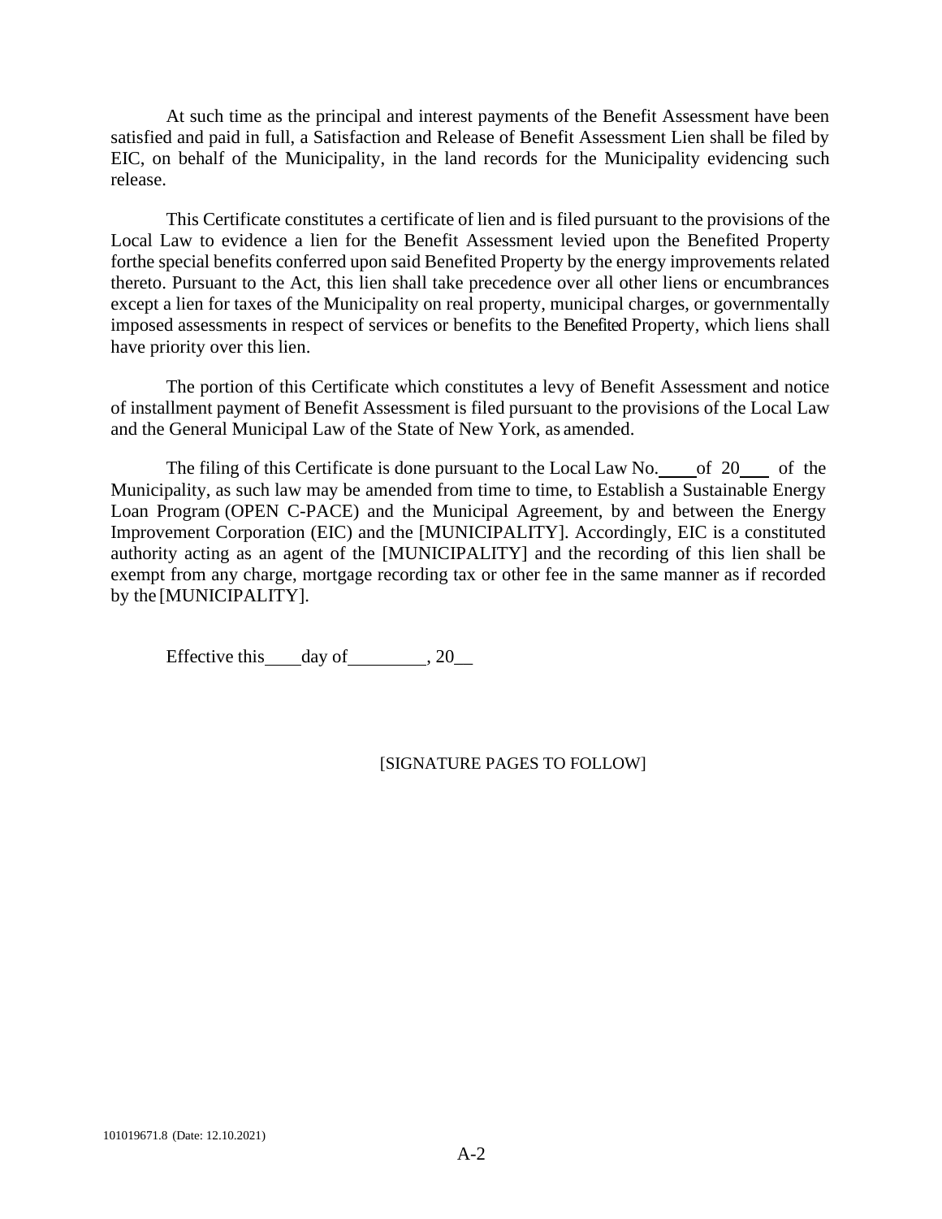At such time as the principal and interest payments of the Benefit Assessment have been satisfied and paid in full, a Satisfaction and Release of Benefit Assessment Lien shall be filed by EIC, on behalf of the Municipality, in the land records for the Municipality evidencing such release.

This Certificate constitutes a certificate of lien and is filed pursuant to the provisions of the Local Law to evidence a lien for the Benefit Assessment levied upon the Benefited Property forthe special benefits conferred upon said Benefited Property by the energy improvements related thereto. Pursuant to the Act, this lien shall take precedence over all other liens or encumbrances except a lien for taxes of the Municipality on real property, municipal charges, or governmentally imposed assessments in respect of services or benefits to the Benefited Property, which liens shall have priority over this lien.

The portion of this Certificate which constitutes a levy of Benefit Assessment and notice of installment payment of Benefit Assessment is filed pursuant to the provisions of the Local Law and the General Municipal Law of the State of New York, as amended.

The filing of this Certificate is done pursuant to the Local Law No.____of 20___ of the Municipality, as such law may be amended from time to time, to Establish a Sustainable Energy Loan Program (OPEN C-PACE) and the Municipal Agreement, by and between the Energy Improvement Corporation (EIC) and the [MUNICIPALITY]. Accordingly, EIC is a constituted authority acting as an agent of the [MUNICIPALITY] and the recording of this lien shall be exempt from any charge, mortgage recording tax or other fee in the same manner as if recorded by the [MUNICIPALITY].

Effective this____day of_________, 20__

[SIGNATURE PAGES TO FOLLOW]

101019671.8 (Date: 12.10.2021)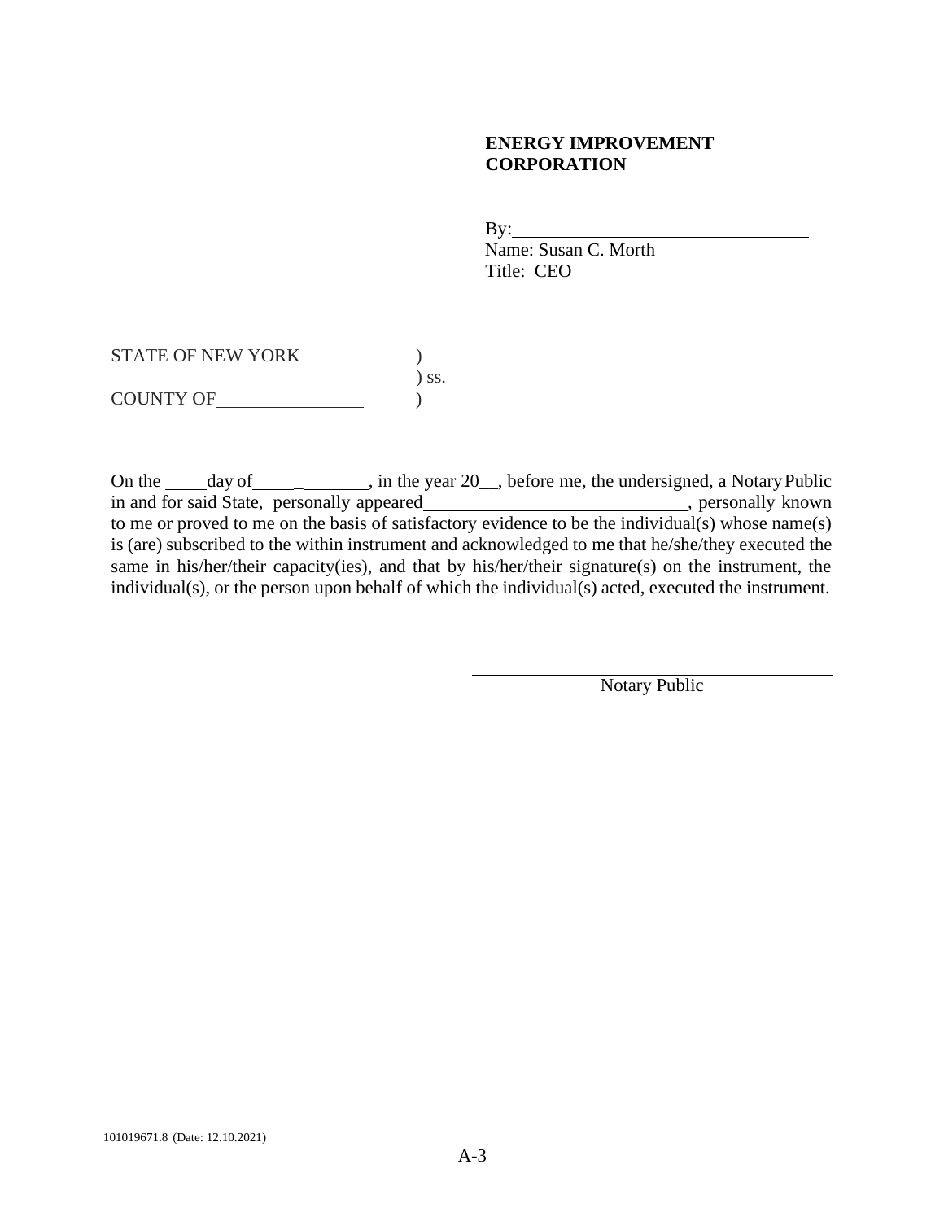**ENERGY IMPROVEMENT CORPORATION**

By:\_\_\_\_\_\_\_\_\_\_\_\_\_\_\_\_\_\_\_\_\_\_\_\_\_\_\_\_\_\_
Name: Susan C. Morth
Title: CEO

STATE OF NEW YORK )
) ss.
COUNTY OF\_\_\_\_\_\_\_\_\_\_\_\_\_\_\_\_ )

On the \_\_\_\_day of\_\_\_\_\_\_\_\_\_\_\_\_\_, in the year 20\_\_, before me, the undersigned, a Notary Public in and for said State, personally appeared\_\_\_\_\_\_\_\_\_\_\_\_\_\_\_\_\_\_\_\_\_\_\_\_\_\_\_\_, personally known to me or proved to me on the basis of satisfactory evidence to be the individual(s) whose name(s) is (are) subscribed to the within instrument and acknowledged to me that he/she/they executed the same in his/her/their capacity(ies), and that by his/her/their signature(s) on the instrument, the individual(s), or the person upon behalf of which the individual(s) acted, executed the instrument.

\_\_\_\_\_\_\_\_\_\_\_\_\_\_\_\_\_\_\_\_\_\_\_\_\_\_\_\_\_\_\_\_\_\_\_\_\_\_
Notary Public

101019671.8 (Date: 12.10.2021)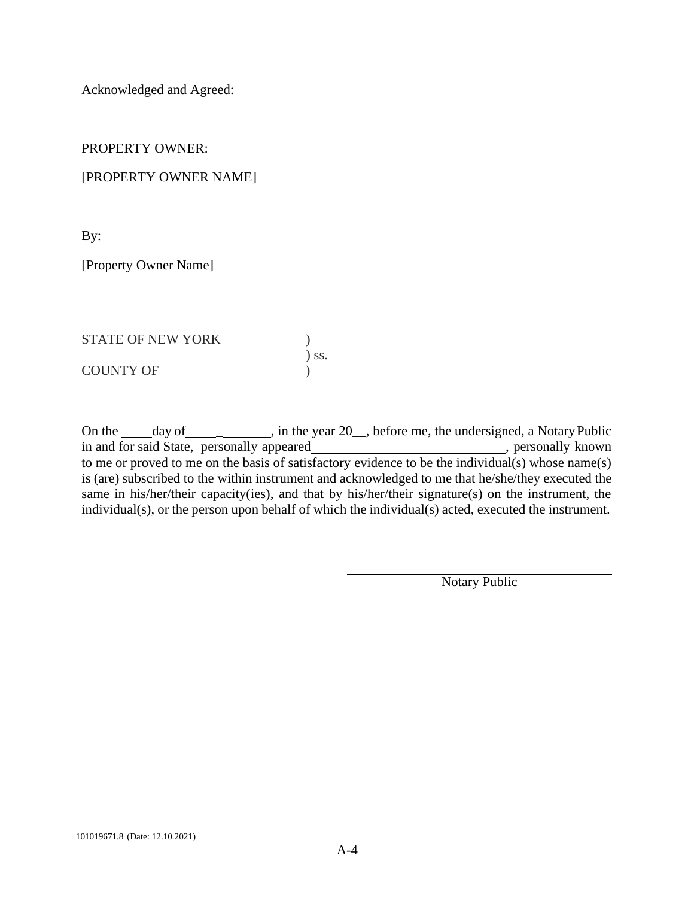Acknowledged and Agreed:

PROPERTY OWNER:

[PROPERTY OWNER NAME]

By: ______________________________

[Property Owner Name]

STATE OF NEW YORK )
) ss.
COUNTY OF_______________ )

On the ____day of____________, in the year 20__, before me, the undersigned, a Notary Public in and for said State, personally appeared____________________________, personally known to me or proved to me on the basis of satisfactory evidence to be the individual(s) whose name(s) is (are) subscribed to the within instrument and acknowledged to me that he/she/they executed the same in his/her/their capacity(ies), and that by his/her/their signature(s) on the instrument, the individual(s), or the person upon behalf of which the individual(s) acted, executed the instrument.

______________________________________
Notary Public

101019671.8 (Date: 12.10.2021)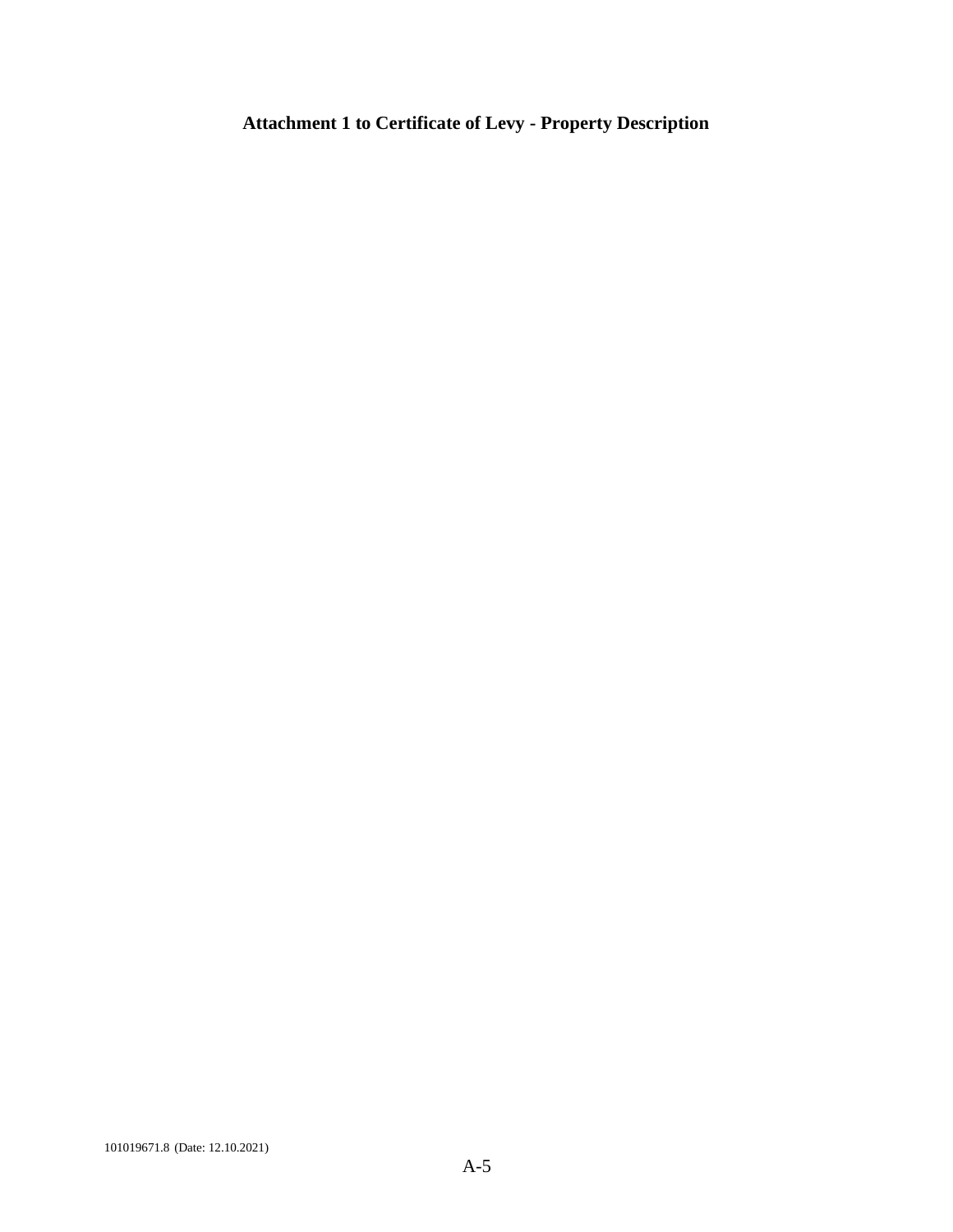**Attachment 1 to Certificate of Levy - Property Description**

101019671.8 (Date: 12.10.2021)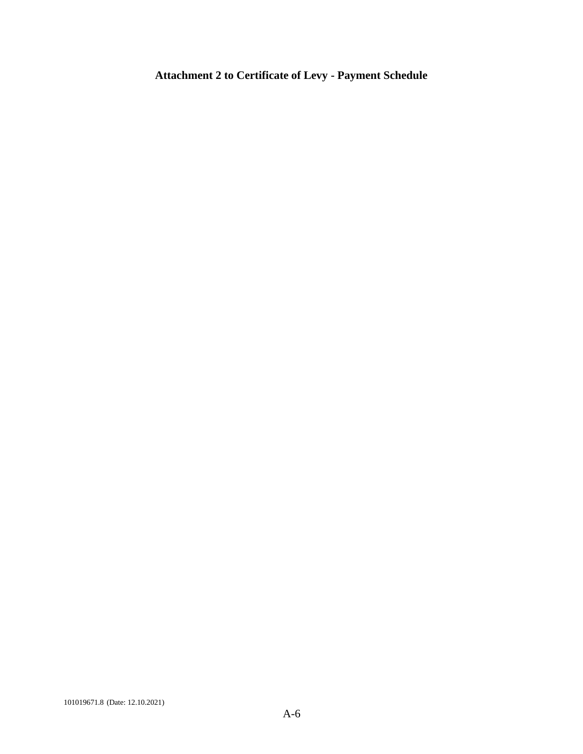**Attachment 2 to Certificate of Levy - Payment Schedule**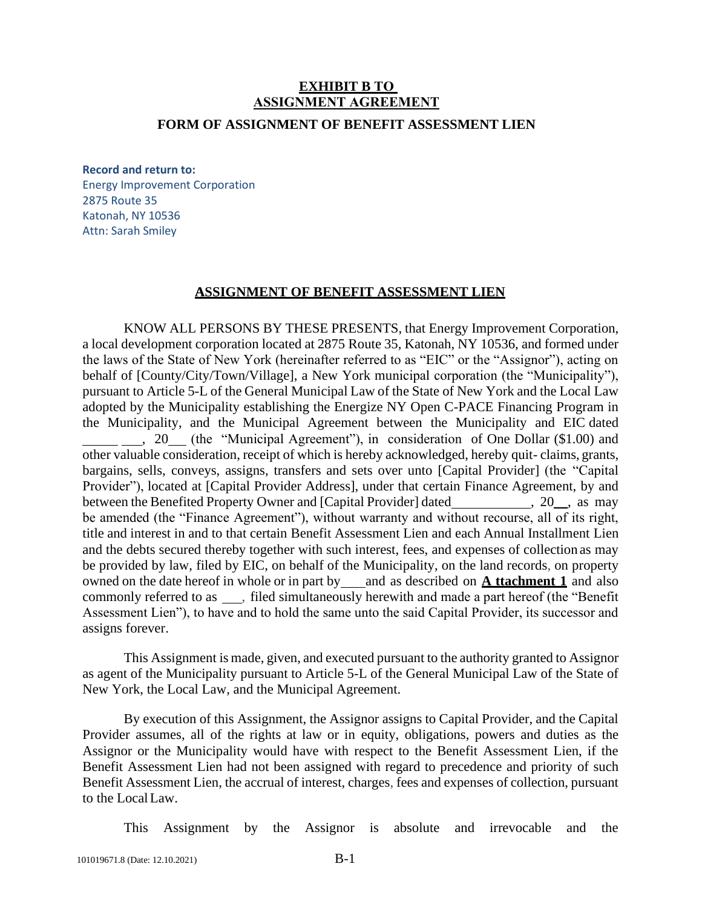**EXHIBIT B TO**
**ASSIGNMENT AGREEMENT**

**FORM OF ASSIGNMENT OF BENEFIT ASSESSMENT LIEN**

**Record and return to:**
Energy Improvement Corporation
2875 Route 35
Katonah, NY 10536
Attn: Sarah Smiley

**ASSIGNMENT OF BENEFIT ASSESSMENT LIEN**

KNOW ALL PERSONS BY THESE PRESENTS, that Energy Improvement Corporation, a local development corporation located at 2875 Route 35, Katonah, NY 10536, and formed under the laws of the State of New York (hereinafter referred to as "EIC" or the "Assignor"), acting on behalf of [County/City/Town/Village], a New York municipal corporation (the "Municipality"), pursuant to Article 5-L of the General Municipal Law of the State of New York and the Local Law adopted by the Municipality establishing the Energize NY Open C-PACE Financing Program in the Municipality, and the Municipal Agreement between the Municipality and EIC dated \_\_\_\_\_\_ \_\_\_, 20\_\_\_ (the "Municipal Agreement"), in consideration of One Dollar ($1.00) and other valuable consideration, receipt of which is hereby acknowledged, hereby quit- claims, grants, bargains, sells, conveys, assigns, transfers and sets over unto [Capital Provider] (the "Capital Provider"), located at [Capital Provider Address], under that certain Finance Agreement, by and between the Benefited Property Owner and [Capital Provider] dated\_\_\_\_\_\_\_\_\_\_\_\_, 20\_\_, as may be amended (the "Finance Agreement"), without warranty and without recourse, all of its right, title and interest in and to that certain Benefit Assessment Lien and each Annual Installment Lien and the debts secured thereby together with such interest, fees, and expenses of collection as may be provided by law, filed by EIC, on behalf of the Municipality, on the land records, on property owned on the date hereof in whole or in part by\_\_\_\_and as described on **A ttachment 1** and also commonly referred to as \_\_\_, filed simultaneously herewith and made a part hereof (the "Benefit Assessment Lien"), to have and to hold the same unto the said Capital Provider, its successor and assigns forever.

This Assignment is made, given, and executed pursuant to the authority granted to Assignor as agent of the Municipality pursuant to Article 5-L of the General Municipal Law of the State of New York, the Local Law, and the Municipal Agreement.

By execution of this Assignment, the Assignor assigns to Capital Provider, and the Capital Provider assumes, all of the rights at law or in equity, obligations, powers and duties as the Assignor or the Municipality would have with respect to the Benefit Assessment Lien, if the Benefit Assessment Lien had not been assigned with regard to precedence and priority of such Benefit Assessment Lien, the accrual of interest, charges, fees and expenses of collection, pursuant to the Local Law.

This Assignment by the Assignor is absolute and irrevocable and the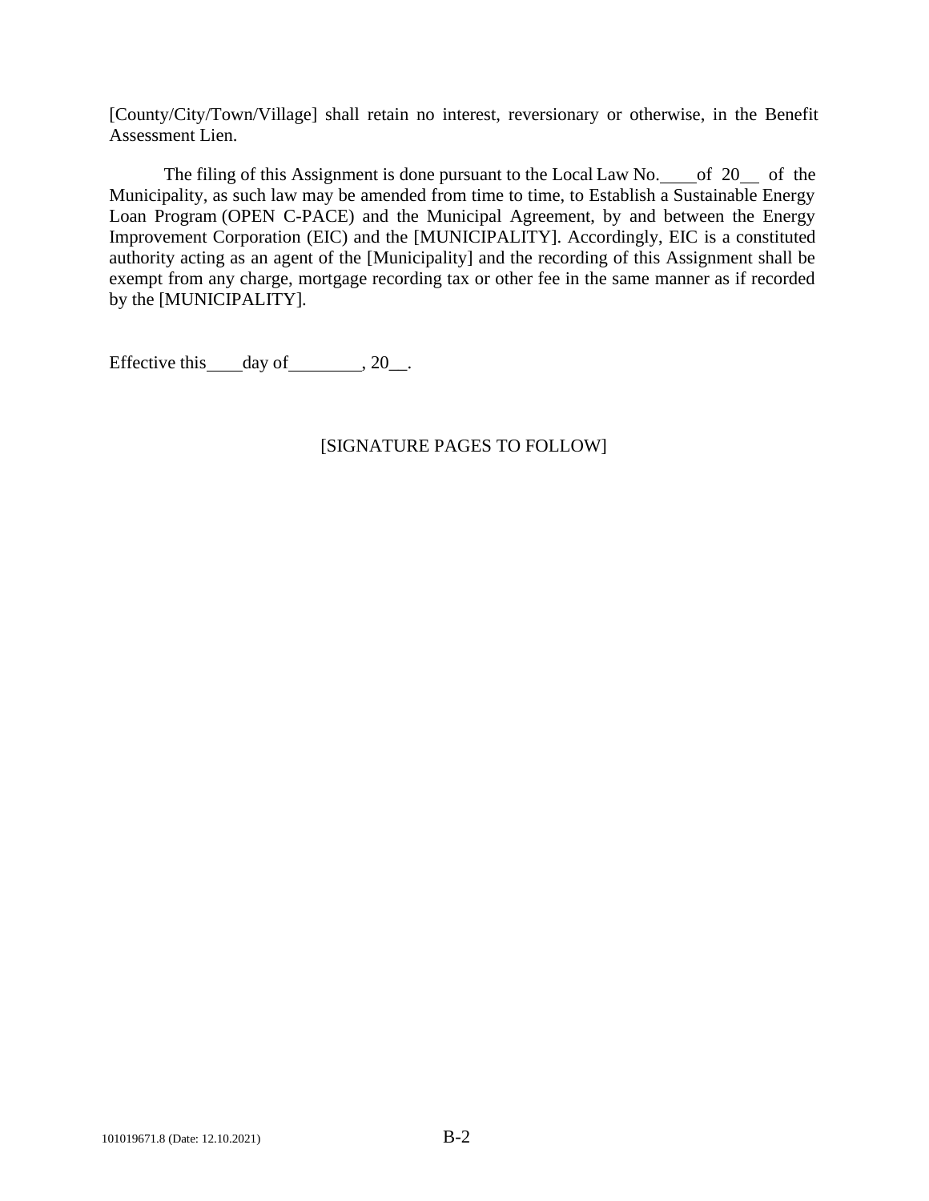[County/City/Town/Village] shall retain no interest, reversionary or otherwise, in the Benefit Assessment Lien.

The filing of this Assignment is done pursuant to the Local Law No.____of 20__ of the Municipality, as such law may be amended from time to time, to Establish a Sustainable Energy Loan Program (OPEN C-PACE) and the Municipal Agreement, by and between the Energy Improvement Corporation (EIC) and the [MUNICIPALITY]. Accordingly, EIC is a constituted authority acting as an agent of the [Municipality] and the recording of this Assignment shall be exempt from any charge, mortgage recording tax or other fee in the same manner as if recorded by the [MUNICIPALITY].

Effective this____day of________, 20__.

[SIGNATURE PAGES TO FOLLOW]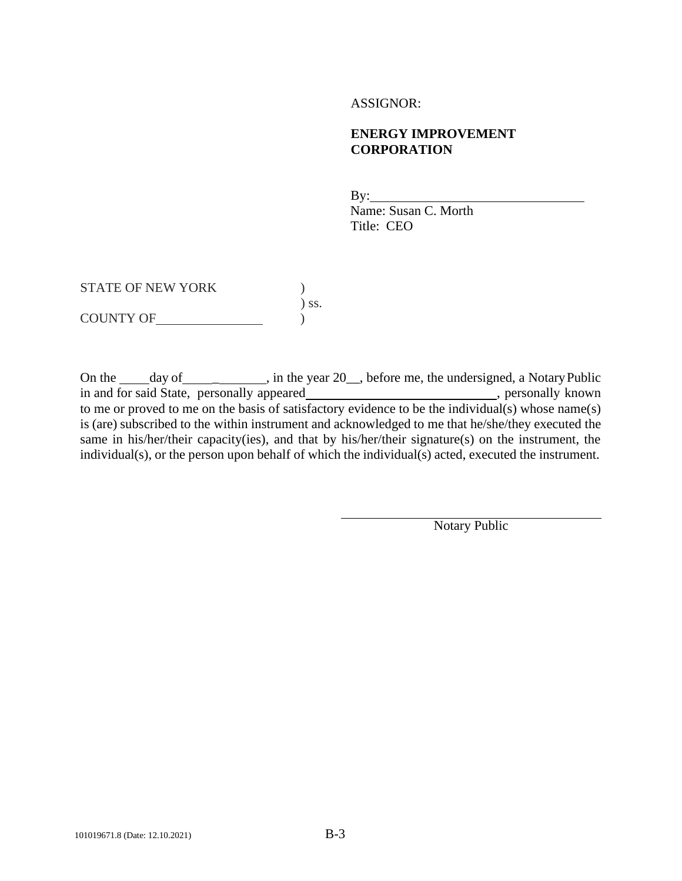ASSIGNOR:

**ENERGY IMPROVEMENT CORPORATION**

By:\_\_\_\_\_\_\_\_\_\_\_\_\_\_\_\_\_\_\_\_\_\_\_\_\_\_\_\_\_\_\_\_
Name: Susan C. Morth
Title: CEO

STATE OF NEW YORK )
) ss.
COUNTY OF\_\_\_\_\_\_\_\_\_\_\_\_\_\_\_\_ )

On the \_\_\_\_\_day of\_\_\_\_\_\_\_\_\_\_\_\_\_, in the year 20\_\_, before me, the undersigned, a Notary Public in and for said State, personally appeared\_\_\_\_\_\_\_\_\_\_\_\_\_\_\_\_\_\_\_\_\_\_\_\_\_\_\_\_\_\_, personally known to me or proved to me on the basis of satisfactory evidence to be the individual(s) whose name(s) is (are) subscribed to the within instrument and acknowledged to me that he/she/they executed the same in his/her/their capacity(ies), and that by his/her/their signature(s) on the instrument, the individual(s), or the person upon behalf of which the individual(s) acted, executed the instrument.

\_\_\_\_\_\_\_\_\_\_\_\_\_\_\_\_\_\_\_\_\_\_\_\_\_\_\_\_\_\_\_\_\_\_\_\_
Notary Public

101019671.8 (Date: 12.10.2021)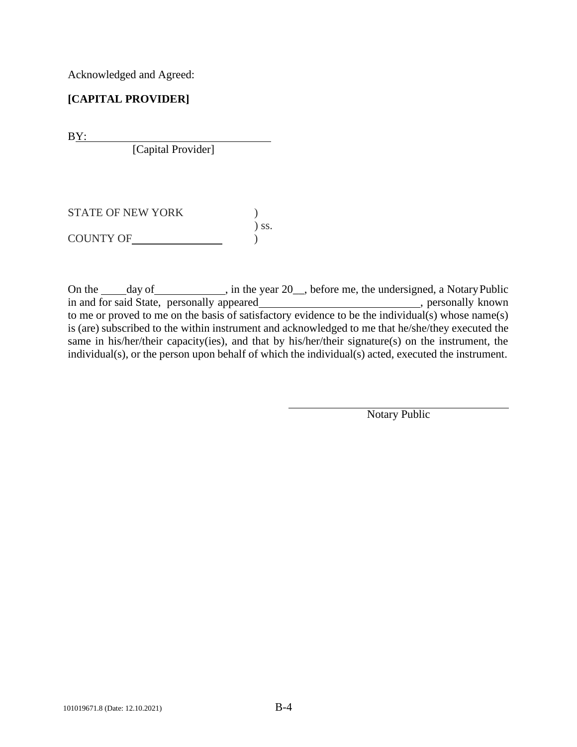Acknowledged and Agreed:

**[CAPITAL PROVIDER]**

BY:\_\_\_\_\_\_\_\_\_\_\_\_\_\_\_\_\_\_\_\_\_\_\_\_\_\_\_\_\_\_\_\_

[Capital Provider]

STATE OF NEW YORK )
) ss.
COUNTY OF\_\_\_\_\_\_\_\_\_\_\_\_\_\_\_\_ )

On the \_\_\_\_ day of \_\_\_\_\_\_\_\_\_\_\_\_, in the year 20\_\_, before me, the undersigned, a Notary Public in and for said State, personally appeared \_\_\_\_\_\_\_\_\_\_\_\_\_\_\_\_\_\_\_\_\_\_\_\_\_\_\_\_, personally known to me or proved to me on the basis of satisfactory evidence to be the individual(s) whose name(s) is (are) subscribed to the within instrument and acknowledged to me that he/she/they executed the same in his/her/their capacity(ies), and that by his/her/their signature(s) on the instrument, the individual(s), or the person upon behalf of which the individual(s) acted, executed the instrument.

\_\_\_\_\_\_\_\_\_\_\_\_\_\_\_\_\_\_\_\_\_\_\_\_\_\_\_\_\_\_\_\_\_\_\_\_\_\_\_\_
Notary Public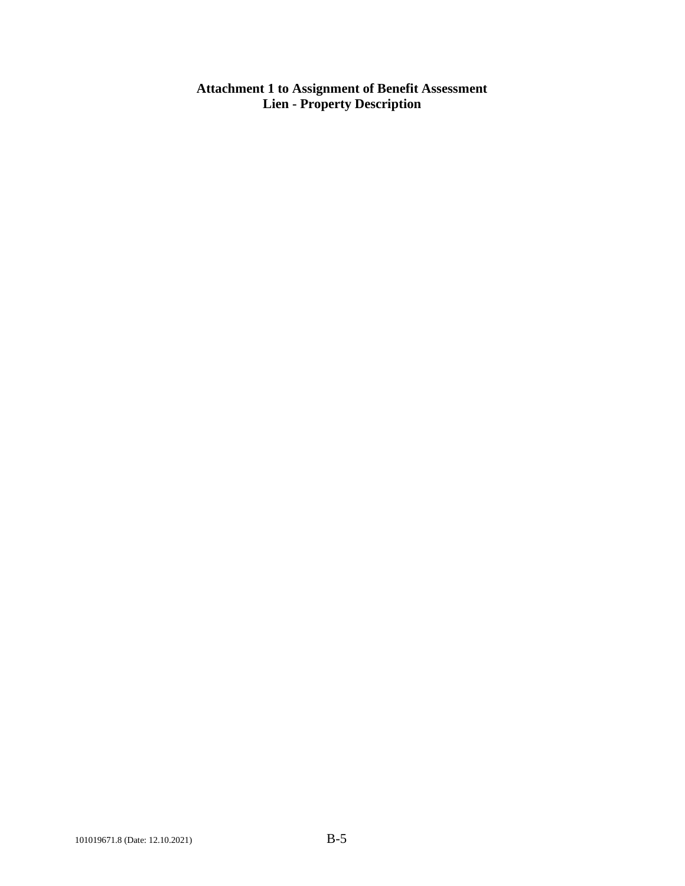**Attachment 1 to Assignment of Benefit Assessment Lien - Property Description**

101019671.8 (Date: 12.10.2021)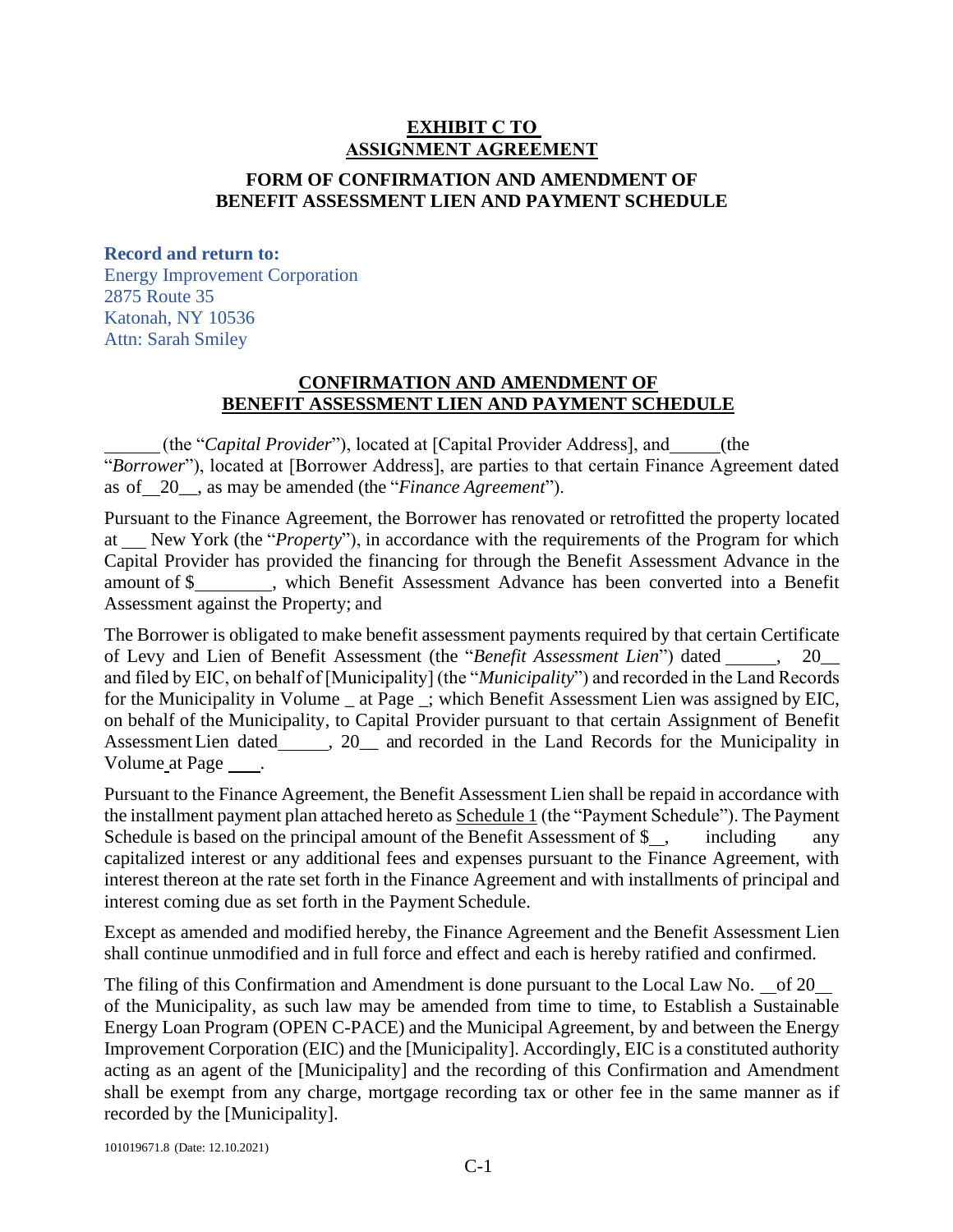**EXHIBIT C TO ASSIGNMENT AGREEMENT**

**FORM OF CONFIRMATION AND AMENDMENT OF BENEFIT ASSESSMENT LIEN AND PAYMENT SCHEDULE**

**Record and return to:**
Energy Improvement Corporation
2875 Route 35
Katonah, NY 10536
Attn: Sarah Smiley

**CONFIRMATION AND AMENDMENT OF BENEFIT ASSESSMENT LIEN AND PAYMENT SCHEDULE**

______ (the "*Capital Provider*"), located at [Capital Provider Address], and______(the "*Borrower*"), located at [Borrower Address], are parties to that certain Finance Agreement dated as of__20__, as may be amended (the "*Finance Agreement*").

Pursuant to the Finance Agreement, the Borrower has renovated or retrofitted the property located at ___ New York (the "*Property*"), in accordance with the requirements of the Program for which Capital Provider has provided the financing for through the Benefit Assessment Advance in the amount of $_________, which Benefit Assessment Advance has been converted into a Benefit Assessment against the Property; and

The Borrower is obligated to make benefit assessment payments required by that certain Certificate of Levy and Lien of Benefit Assessment (the "*Benefit Assessment Lien*") dated ______, 20__ and filed by EIC, on behalf of [Municipality] (the "*Municipality*") and recorded in the Land Records for the Municipality in Volume _ at Page _; which Benefit Assessment Lien was assigned by EIC, on behalf of the Municipality, to Capital Provider pursuant to that certain Assignment of Benefit Assessment Lien dated______, 20__ and recorded in the Land Records for the Municipality in Volume at Page ____.

Pursuant to the Finance Agreement, the Benefit Assessment Lien shall be repaid in accordance with the installment payment plan attached hereto as Schedule 1 (the "Payment Schedule"). The Payment Schedule is based on the principal amount of the Benefit Assessment of $__, including any capitalized interest or any additional fees and expenses pursuant to the Finance Agreement, with interest thereon at the rate set forth in the Finance Agreement and with installments of principal and interest coming due as set forth in the Payment Schedule.

Except as amended and modified hereby, the Finance Agreement and the Benefit Assessment Lien shall continue unmodified and in full force and effect and each is hereby ratified and confirmed.

The filing of this Confirmation and Amendment is done pursuant to the Local Law No. __of 20__ of the Municipality, as such law may be amended from time to time, to Establish a Sustainable Energy Loan Program (OPEN C-PACE) and the Municipal Agreement, by and between the Energy Improvement Corporation (EIC) and the [Municipality]. Accordingly, EIC is a constituted authority acting as an agent of the [Municipality] and the recording of this Confirmation and Amendment shall be exempt from any charge, mortgage recording tax or other fee in the same manner as if recorded by the [Municipality].

101019671.8 (Date: 12.10.2021)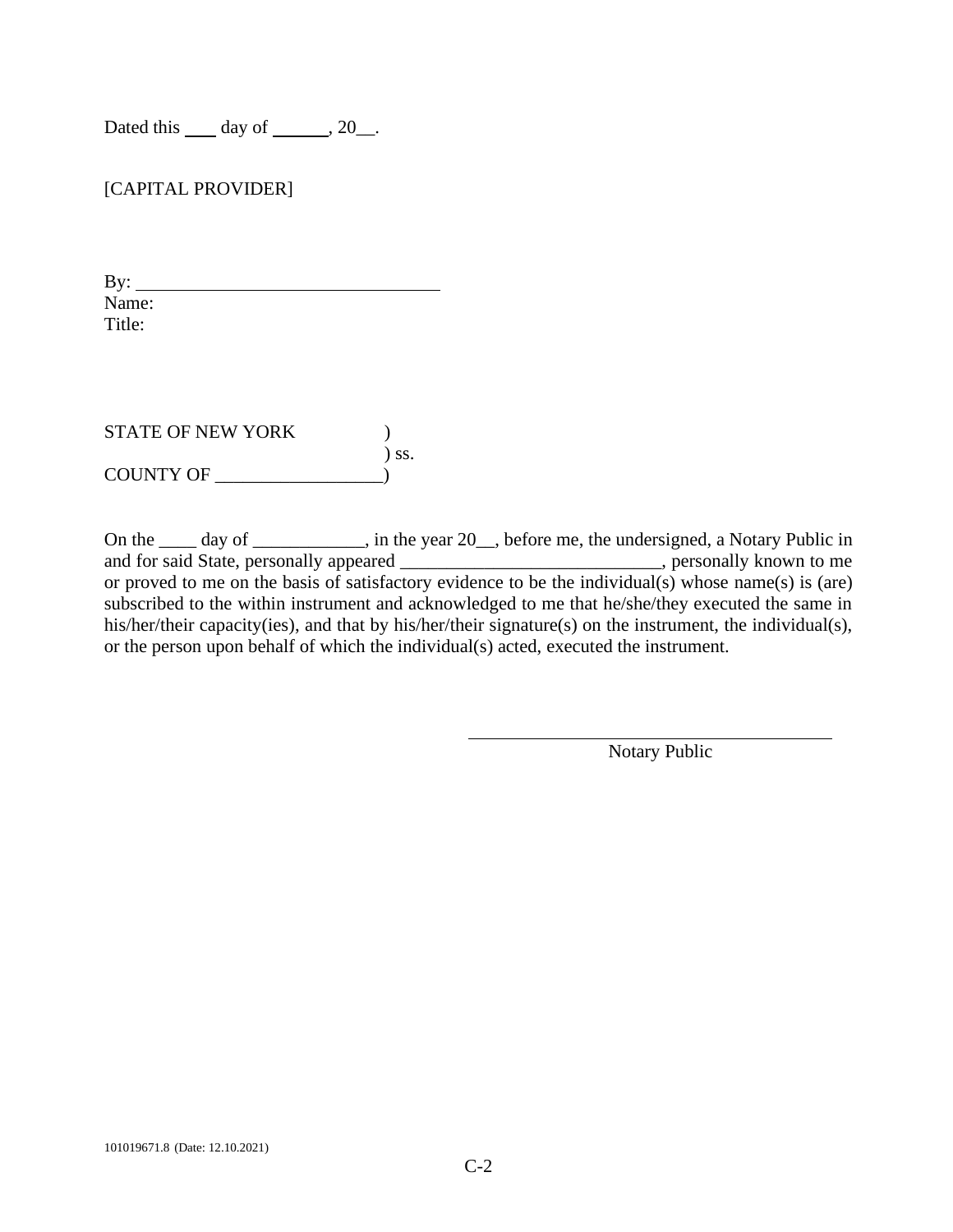Dated this ___ day of ______, 20__.

[CAPITAL PROVIDER]

By: ________________________________
Name:
Title:

STATE OF NEW YORK )
) ss.
COUNTY OF __________________)

On the ____ day of ____________, in the year 20__, before me, the undersigned, a Notary Public in and for said State, personally appeared ____________________________, personally known to me or proved to me on the basis of satisfactory evidence to be the individual(s) whose name(s) is (are) subscribed to the within instrument and acknowledged to me that he/she/they executed the same in his/her/their capacity(ies), and that by his/her/their signature(s) on the instrument, the individual(s), or the person upon behalf of which the individual(s) acted, executed the instrument.

________________________________________
Notary Public

101019671.8 (Date: 12.10.2021)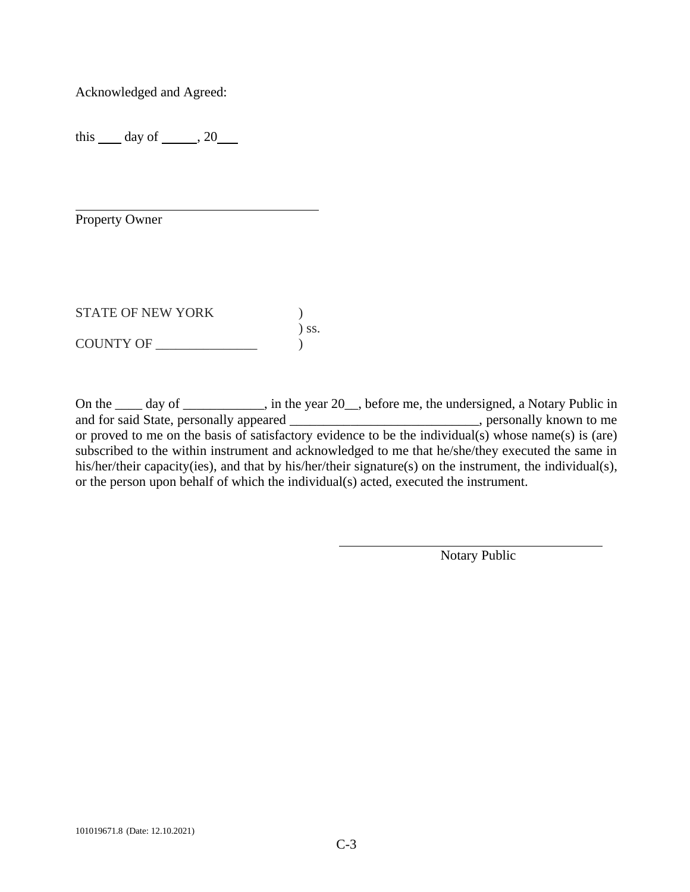Acknowledged and Agreed:

this ___ day of _____, 20___

\_\_\_\_\_\_\_\_\_\_\_\_\_\_\_\_\_\_\_\_\_\_\_\_\_\_\_\_\_\_\_\_\_\_\_\_
Property Owner

STATE OF NEW YORK )
) ss.
COUNTY OF _______________ )

On the ____ day of ____________, in the year 20__, before me, the undersigned, a Notary Public in and for said State, personally appeared ____________________________, personally known to me or proved to me on the basis of satisfactory evidence to be the individual(s) whose name(s) is (are) subscribed to the within instrument and acknowledged to me that he/she/they executed the same in his/her/their capacity(ies), and that by his/her/their signature(s) on the instrument, the individual(s), or the person upon behalf of which the individual(s) acted, executed the instrument.

\_\_\_\_\_\_\_\_\_\_\_\_\_\_\_\_\_\_\_\_\_\_\_\_\_\_\_\_\_\_\_\_\_\_\_\_
Notary Public

101019671.8 (Date: 12.10.2021)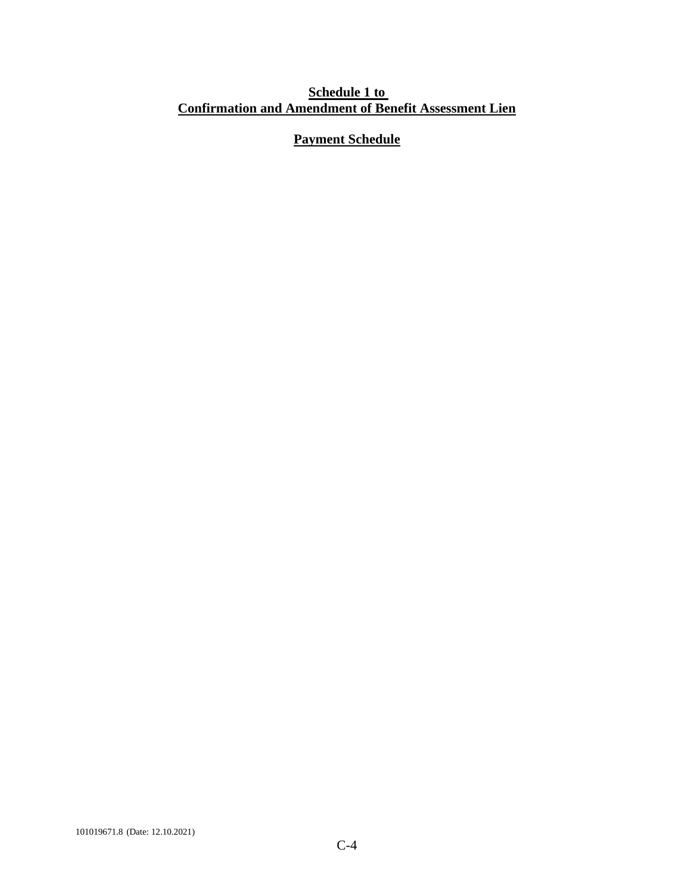**Schedule 1 to**
**Confirmation and Amendment of Benefit Assessment Lien**

**Payment Schedule**

101019671.8 (Date: 12.10.2021)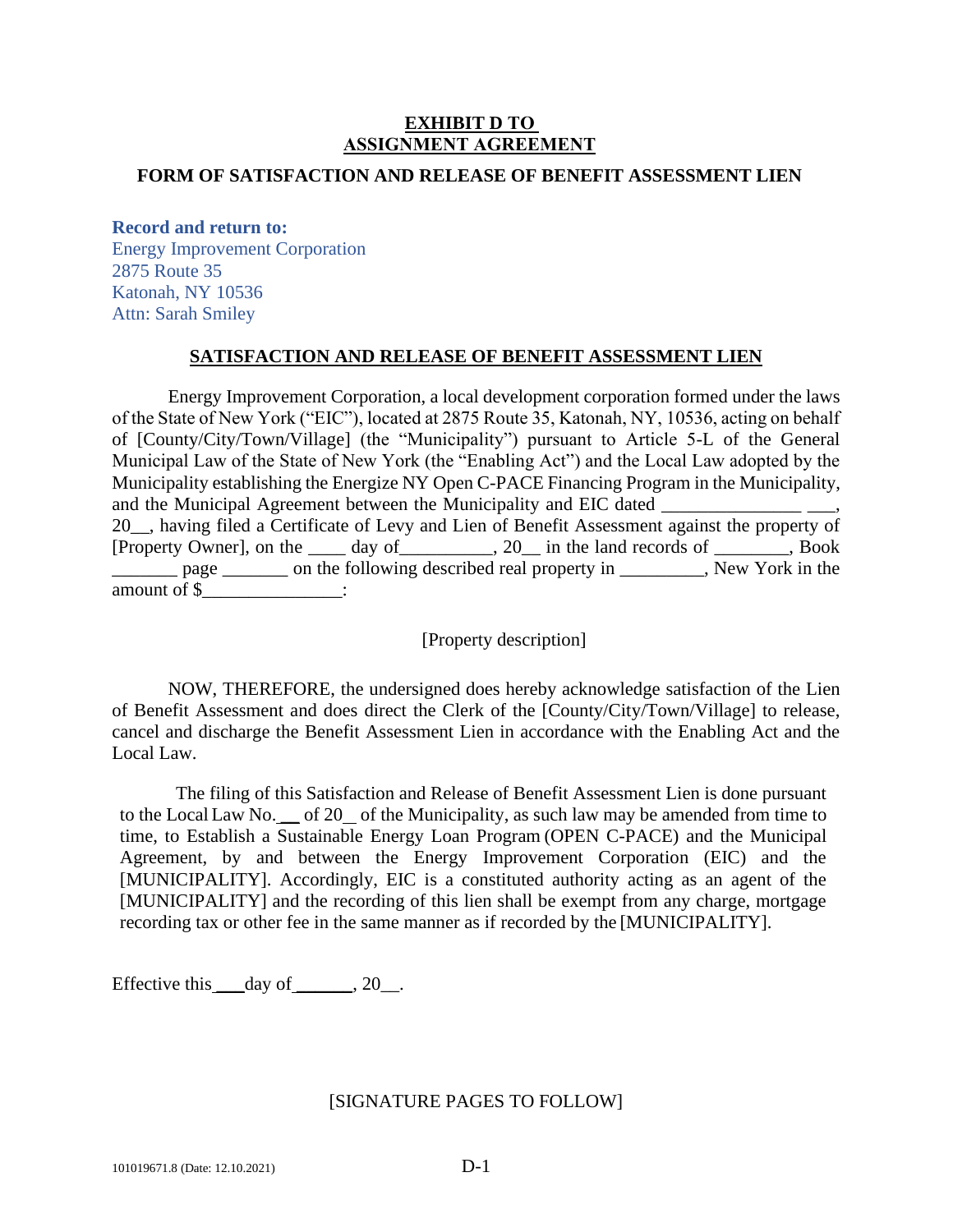**EXHIBIT D TO**
**ASSIGNMENT AGREEMENT**

**FORM OF SATISFACTION AND RELEASE OF BENEFIT ASSESSMENT LIEN**

**Record and return to:**
Energy Improvement Corporation
2875 Route 35
Katonah, NY 10536
Attn: Sarah Smiley

**SATISFACTION AND RELEASE OF BENEFIT ASSESSMENT LIEN**

Energy Improvement Corporation, a local development corporation formed under the laws of the State of New York ("EIC"), located at 2875 Route 35, Katonah, NY, 10536, acting on behalf of [County/City/Town/Village] (the "Municipality") pursuant to Article 5-L of the General Municipal Law of the State of New York (the "Enabling Act") and the Local Law adopted by the Municipality establishing the Energize NY Open C-PACE Financing Program in the Municipality, and the Municipal Agreement between the Municipality and EIC dated _______________ ___, 20__, having filed a Certificate of Levy and Lien of Benefit Assessment against the property of [Property Owner], on the ____ day of__________, 20__ in the land records of ________, Book _______ page _______ on the following described real property in _________, New York in the amount of $_______________:

[Property description]

NOW, THEREFORE, the undersigned does hereby acknowledge satisfaction of the Lien of Benefit Assessment and does direct the Clerk of the [County/City/Town/Village] to release, cancel and discharge the Benefit Assessment Lien in accordance with the Enabling Act and the Local Law.

The filing of this Satisfaction and Release of Benefit Assessment Lien is done pursuant to the Local Law No.__ of 20_ of the Municipality, as such law may be amended from time to time, to Establish a Sustainable Energy Loan Program (OPEN C-PACE) and the Municipal Agreement, by and between the Energy Improvement Corporation (EIC) and the [MUNICIPALITY]. Accordingly, EIC is a constituted authority acting as an agent of the [MUNICIPALITY] and the recording of this lien shall be exempt from any charge, mortgage recording tax or other fee in the same manner as if recorded by the [MUNICIPALITY].

Effective this ___day of ______, 20__.

[SIGNATURE PAGES TO FOLLOW]

101019671.8 (Date: 12.10.2021)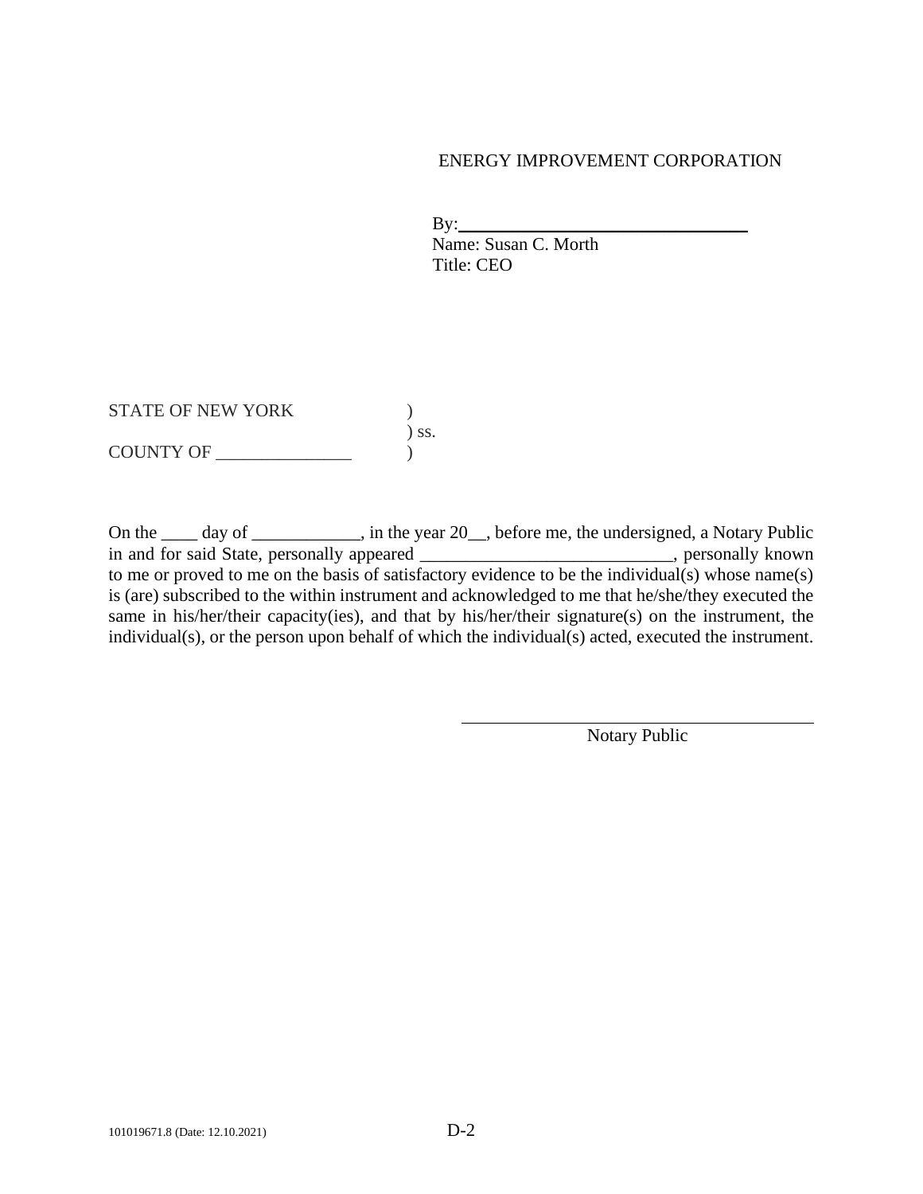ENERGY IMPROVEMENT CORPORATION

By:\_\_\_\_\_\_\_\_\_\_\_\_\_\_\_\_\_\_\_\_\_\_\_\_\_\_\_\_\_\_\_\_
Name: Susan C. Morth
Title: CEO

STATE OF NEW YORK )
) ss.
COUNTY OF _______________ )

On the ____ day of ____________, in the year 20__, before me, the undersigned, a Notary Public in and for said State, personally appeared ____________________________, personally known to me or proved to me on the basis of satisfactory evidence to be the individual(s) whose name(s) is (are) subscribed to the within instrument and acknowledged to me that he/she/they executed the same in his/her/their capacity(ies), and that by his/her/their signature(s) on the instrument, the individual(s), or the person upon behalf of which the individual(s) acted, executed the instrument.

\_\_\_\_\_\_\_\_\_\_\_\_\_\_\_\_\_\_\_\_\_\_\_\_\_\_\_\_\_\_\_\_\_\_\_\_
Notary Public

101019671.8 (Date: 12.10.2021)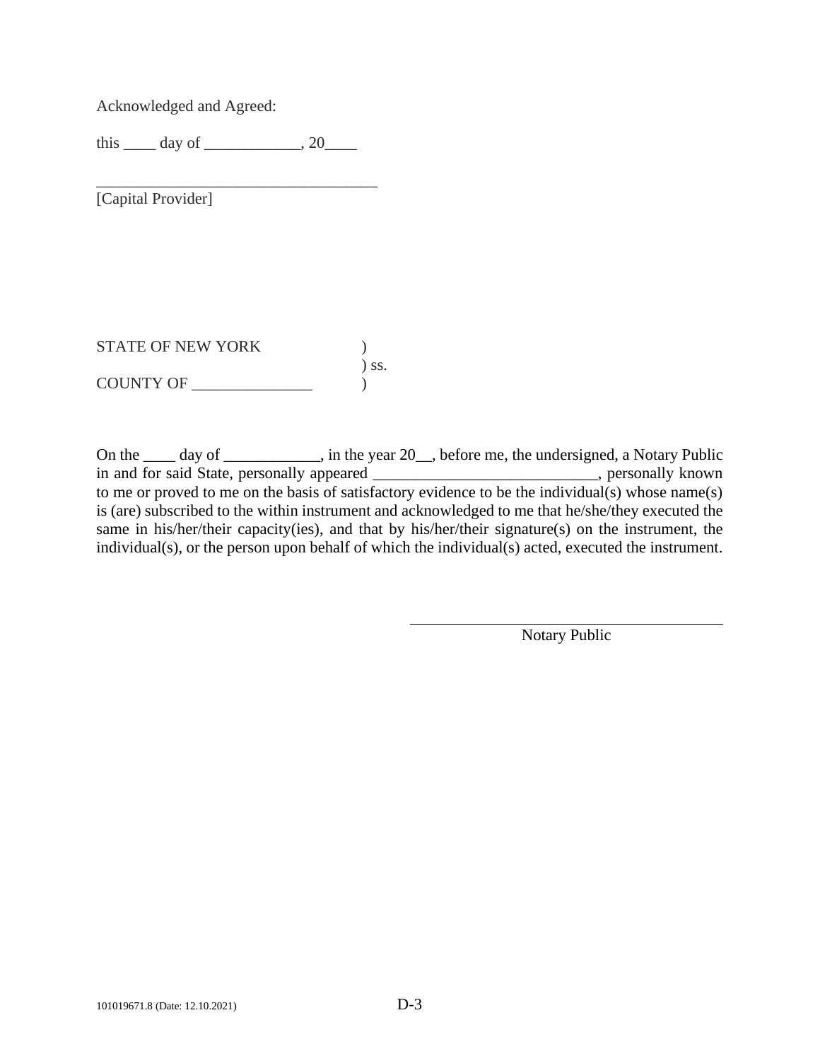Acknowledged and Agreed:

this ____ day of ____________, 20____

___________________________________
[Capital Provider]

STATE OF NEW YORK )
) ss.
COUNTY OF _______________ )

On the ____ day of ____________, in the year 20__, before me, the undersigned, a Notary Public in and for said State, personally appeared ____________________________, personally known to me or proved to me on the basis of satisfactory evidence to be the individual(s) whose name(s) is (are) subscribed to the within instrument and acknowledged to me that he/she/they executed the same in his/her/their capacity(ies), and that by his/her/their signature(s) on the instrument, the individual(s), or the person upon behalf of which the individual(s) acted, executed the instrument.

___________________________________
Notary Public

101019671.8 (Date: 12.10.2021)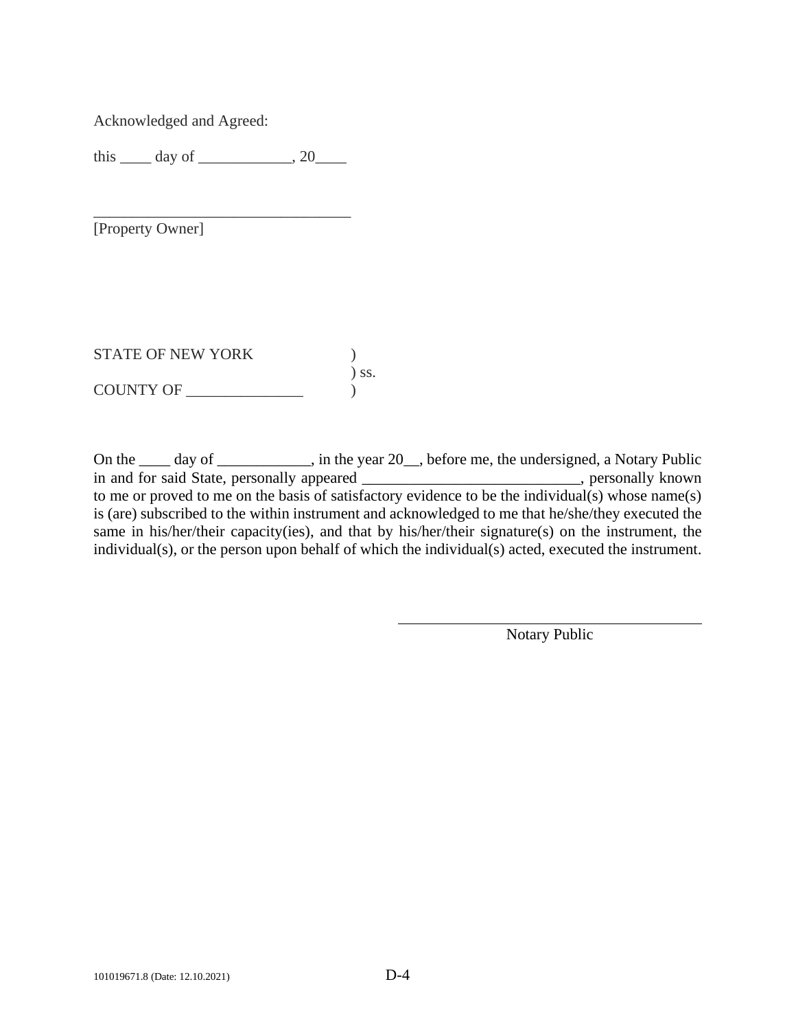Acknowledged and Agreed:

this ____ day of ____________, 20____

_________________________________

[Property Owner]

STATE OF NEW YORK )
) ss.
COUNTY OF _______________ )

On the ____ day of ____________, in the year 20__, before me, the undersigned, a Notary Public in and for said State, personally appeared ____________________________, personally known to me or proved to me on the basis of satisfactory evidence to be the individual(s) whose name(s) is (are) subscribed to the within instrument and acknowledged to me that he/she/they executed the same in his/her/their capacity(ies), and that by his/her/their signature(s) on the instrument, the individual(s), or the person upon behalf of which the individual(s) acted, executed the instrument.

_________________________________

Notary Public